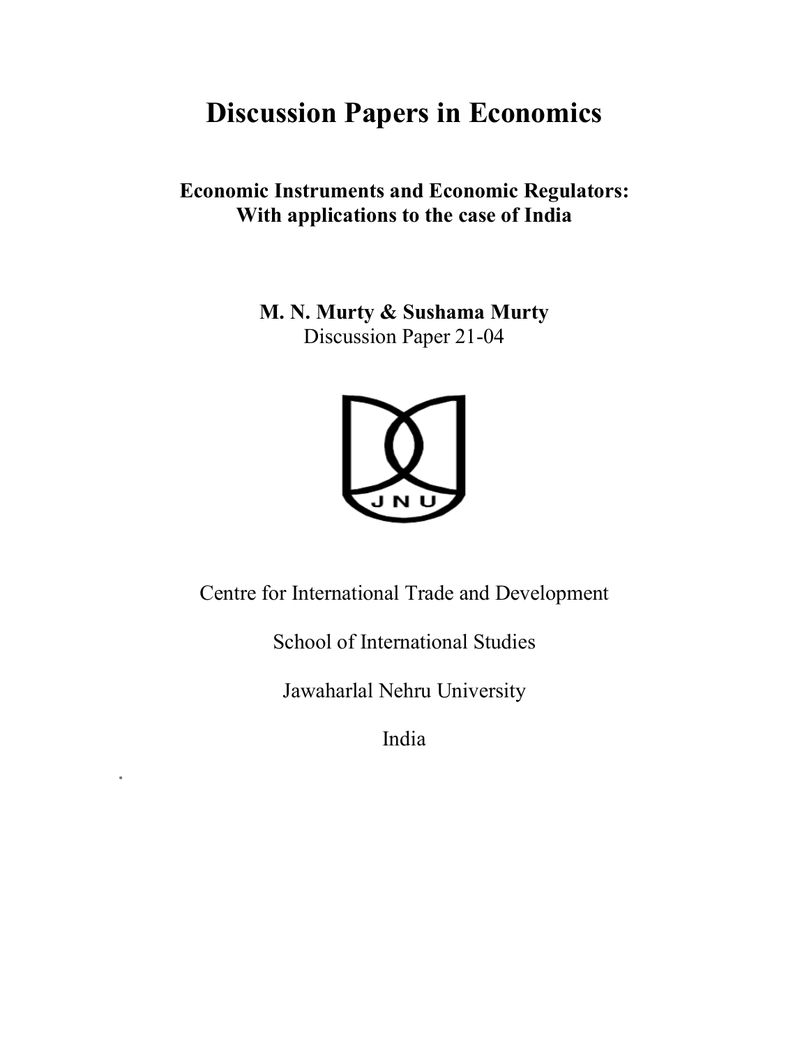# Discussion Papers in Economics

## Economic Instruments and Economic Regulators: With applications to the case of India

**M. N. Murty & Sushama Murty**

Discussion Paper 21-04

Centre for International Trade and Development

School of International Studies

Jawaharlal Nehru University

India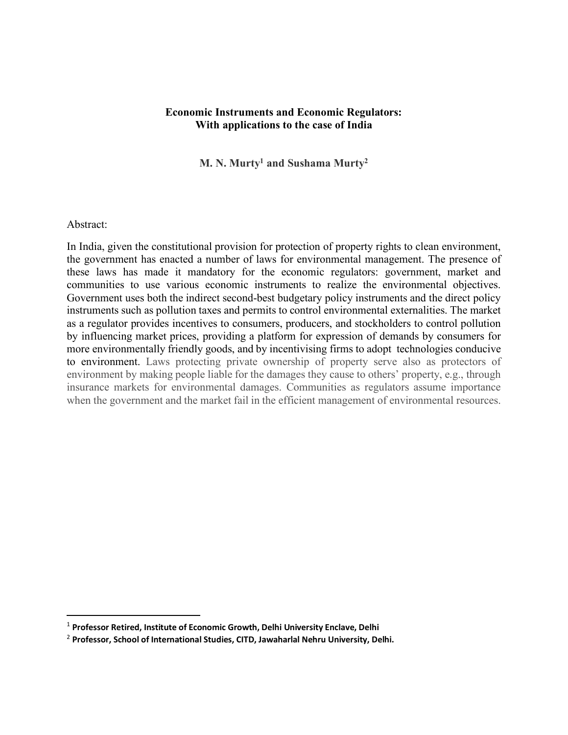**Economic Instruments and Economic Regulators:**
**With applications to the case of India**

**M. N. Murty[1] and Sushama Murty[2]**

Abstract:

In India, given the constitutional provision for protection of property rights to clean environment, the government has enacted a number of laws for environmental management. The presence of these laws has made it mandatory for the economic regulators: government, market and communities to use various economic instruments to realize the environmental objectives. Government uses both the indirect second-best budgetary policy instruments and the direct policy instruments such as pollution taxes and permits to control environmental externalities. The market as a regulator provides incentives to consumers, producers, and stockholders to control pollution by influencing market prices, providing a platform for expression of demands by consumers for more environmentally friendly goods, and by incentivising firms to adopt technologies conducive to environment. Laws protecting private ownership of property serve also as protectors of environment by making people liable for the damages they cause to others' property, e.g., through insurance markets for environmental damages. Communities as regulators assume importance when the government and the market fail in the efficient management of environmental resources.

---

[1] **Professor Retired, Institute of Economic Growth, Delhi University Enclave, Delhi**

[2] **Professor, School of International Studies, CITD, Jawaharlal Nehru University, Delhi.**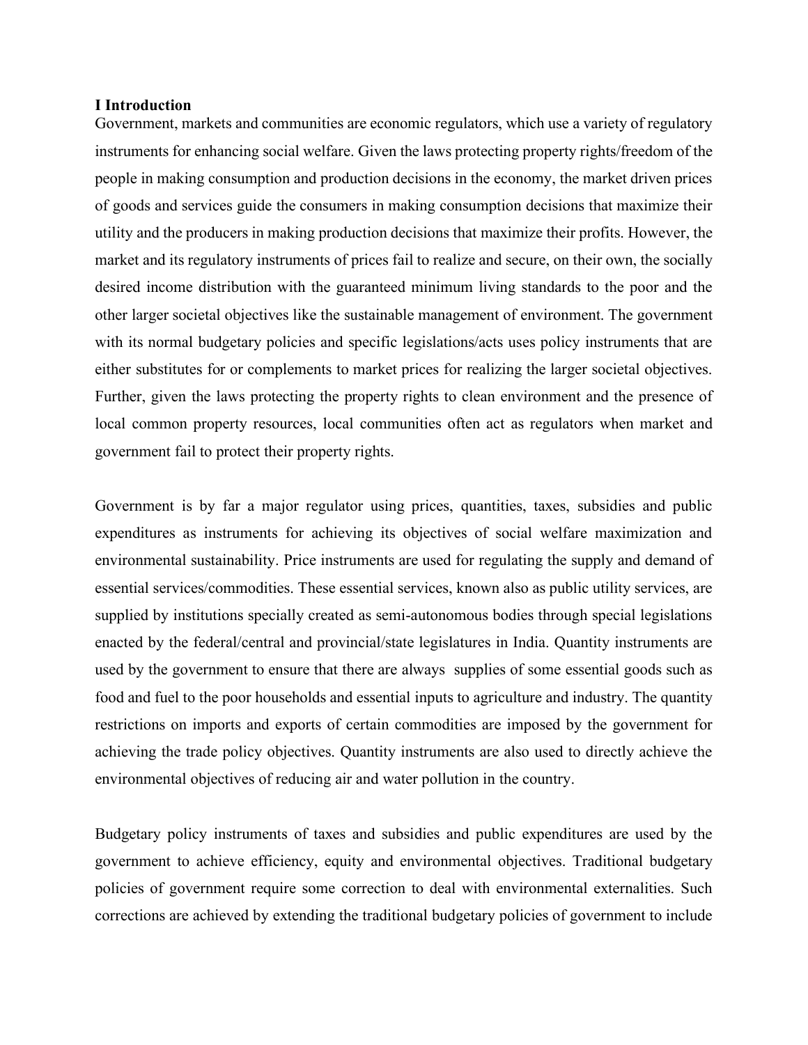## I Introduction

Government, markets and communities are economic regulators, which use a variety of regulatory instruments for enhancing social welfare. Given the laws protecting property rights/freedom of the people in making consumption and production decisions in the economy, the market driven prices of goods and services guide the consumers in making consumption decisions that maximize their utility and the producers in making production decisions that maximize their profits. However, the market and its regulatory instruments of prices fail to realize and secure, on their own, the socially desired income distribution with the guaranteed minimum living standards to the poor and the other larger societal objectives like the sustainable management of environment. The government with its normal budgetary policies and specific legislations/acts uses policy instruments that are either substitutes for or complements to market prices for realizing the larger societal objectives. Further, given the laws protecting the property rights to clean environment and the presence of local common property resources, local communities often act as regulators when market and government fail to protect their property rights.

Government is by far a major regulator using prices, quantities, taxes, subsidies and public expenditures as instruments for achieving its objectives of social welfare maximization and environmental sustainability. Price instruments are used for regulating the supply and demand of essential services/commodities. These essential services, known also as public utility services, are supplied by institutions specially created as semi-autonomous bodies through special legislations enacted by the federal/central and provincial/state legislatures in India. Quantity instruments are used by the government to ensure that there are always supplies of some essential goods such as food and fuel to the poor households and essential inputs to agriculture and industry. The quantity restrictions on imports and exports of certain commodities are imposed by the government for achieving the trade policy objectives. Quantity instruments are also used to directly achieve the environmental objectives of reducing air and water pollution in the country.

Budgetary policy instruments of taxes and subsidies and public expenditures are used by the government to achieve efficiency, equity and environmental objectives. Traditional budgetary policies of government require some correction to deal with environmental externalities. Such corrections are achieved by extending the traditional budgetary policies of government to include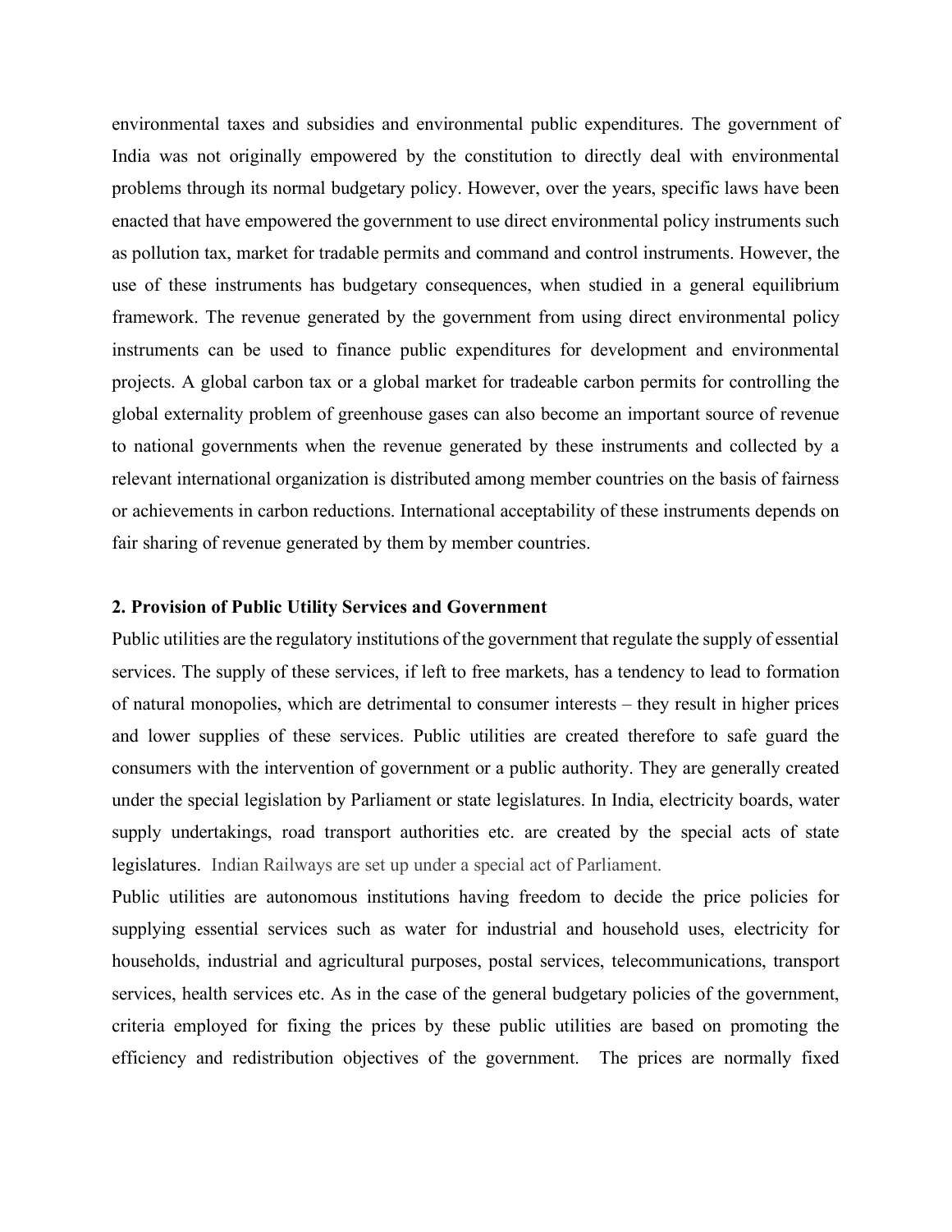environmental taxes and subsidies and environmental public expenditures. The government of India was not originally empowered by the constitution to directly deal with environmental problems through its normal budgetary policy. However, over the years, specific laws have been enacted that have empowered the government to use direct environmental policy instruments such as pollution tax, market for tradable permits and command and control instruments. However, the use of these instruments has budgetary consequences, when studied in a general equilibrium framework. The revenue generated by the government from using direct environmental policy instruments can be used to finance public expenditures for development and environmental projects. A global carbon tax or a global market for tradeable carbon permits for controlling the global externality problem of greenhouse gases can also become an important source of revenue to national governments when the revenue generated by these instruments and collected by a relevant international organization is distributed among member countries on the basis of fairness or achievements in carbon reductions. International acceptability of these instruments depends on fair sharing of revenue generated by them by member countries.

## 2. Provision of Public Utility Services and Government

Public utilities are the regulatory institutions of the government that regulate the supply of essential services. The supply of these services, if left to free markets, has a tendency to lead to formation of natural monopolies, which are detrimental to consumer interests – they result in higher prices and lower supplies of these services. Public utilities are created therefore to safe guard the consumers with the intervention of government or a public authority. They are generally created under the special legislation by Parliament or state legislatures. In India, electricity boards, water supply undertakings, road transport authorities etc. are created by the special acts of state legislatures. Indian Railways are set up under a special act of Parliament.

Public utilities are autonomous institutions having freedom to decide the price policies for supplying essential services such as water for industrial and household uses, electricity for households, industrial and agricultural purposes, postal services, telecommunications, transport services, health services etc. As in the case of the general budgetary policies of the government, criteria employed for fixing the prices by these public utilities are based on promoting the efficiency and redistribution objectives of the government. The prices are normally fixed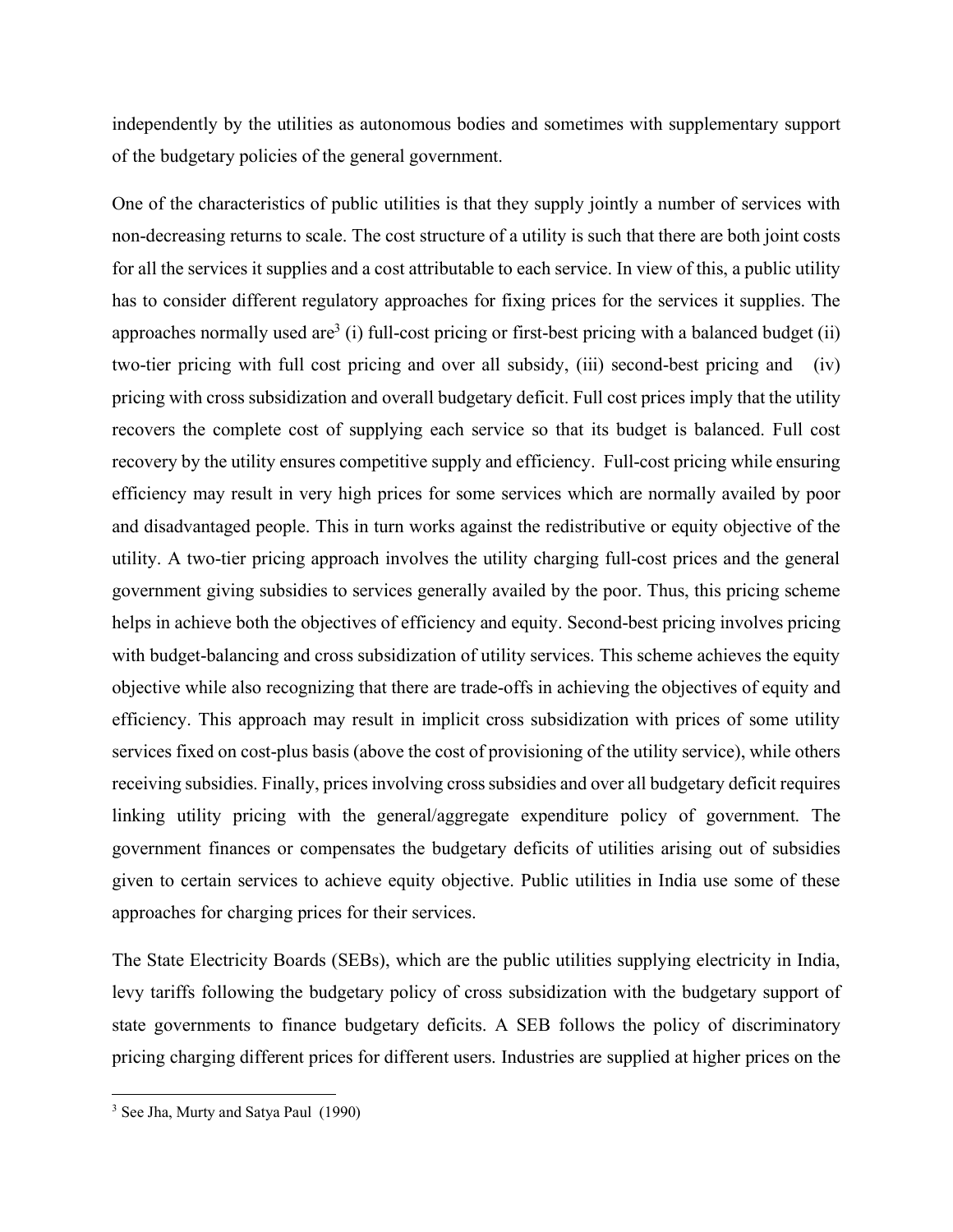independently by the utilities as autonomous bodies and sometimes with supplementary support of the budgetary policies of the general government.

One of the characteristics of public utilities is that they supply jointly a number of services with non-decreasing returns to scale. The cost structure of a utility is such that there are both joint costs for all the services it supplies and a cost attributable to each service. In view of this, a public utility has to consider different regulatory approaches for fixing prices for the services it supplies. The approaches normally used are[3] (i) full-cost pricing or first-best pricing with a balanced budget (ii) two-tier pricing with full cost pricing and over all subsidy, (iii) second-best pricing and (iv) pricing with cross subsidization and overall budgetary deficit. Full cost prices imply that the utility recovers the complete cost of supplying each service so that its budget is balanced. Full cost recovery by the utility ensures competitive supply and efficiency. Full-cost pricing while ensuring efficiency may result in very high prices for some services which are normally availed by poor and disadvantaged people. This in turn works against the redistributive or equity objective of the utility. A two-tier pricing approach involves the utility charging full-cost prices and the general government giving subsidies to services generally availed by the poor. Thus, this pricing scheme helps in achieve both the objectives of efficiency and equity. Second-best pricing involves pricing with budget-balancing and cross subsidization of utility services. This scheme achieves the equity objective while also recognizing that there are trade-offs in achieving the objectives of equity and efficiency. This approach may result in implicit cross subsidization with prices of some utility services fixed on cost-plus basis (above the cost of provisioning of the utility service), while others receiving subsidies. Finally, prices involving cross subsidies and over all budgetary deficit requires linking utility pricing with the general/aggregate expenditure policy of government. The government finances or compensates the budgetary deficits of utilities arising out of subsidies given to certain services to achieve equity objective. Public utilities in India use some of these approaches for charging prices for their services.

The State Electricity Boards (SEBs), which are the public utilities supplying electricity in India, levy tariffs following the budgetary policy of cross subsidization with the budgetary support of state governments to finance budgetary deficits. A SEB follows the policy of discriminatory pricing charging different prices for different users. Industries are supplied at higher prices on the

[3] See Jha, Murty and Satya Paul (1990)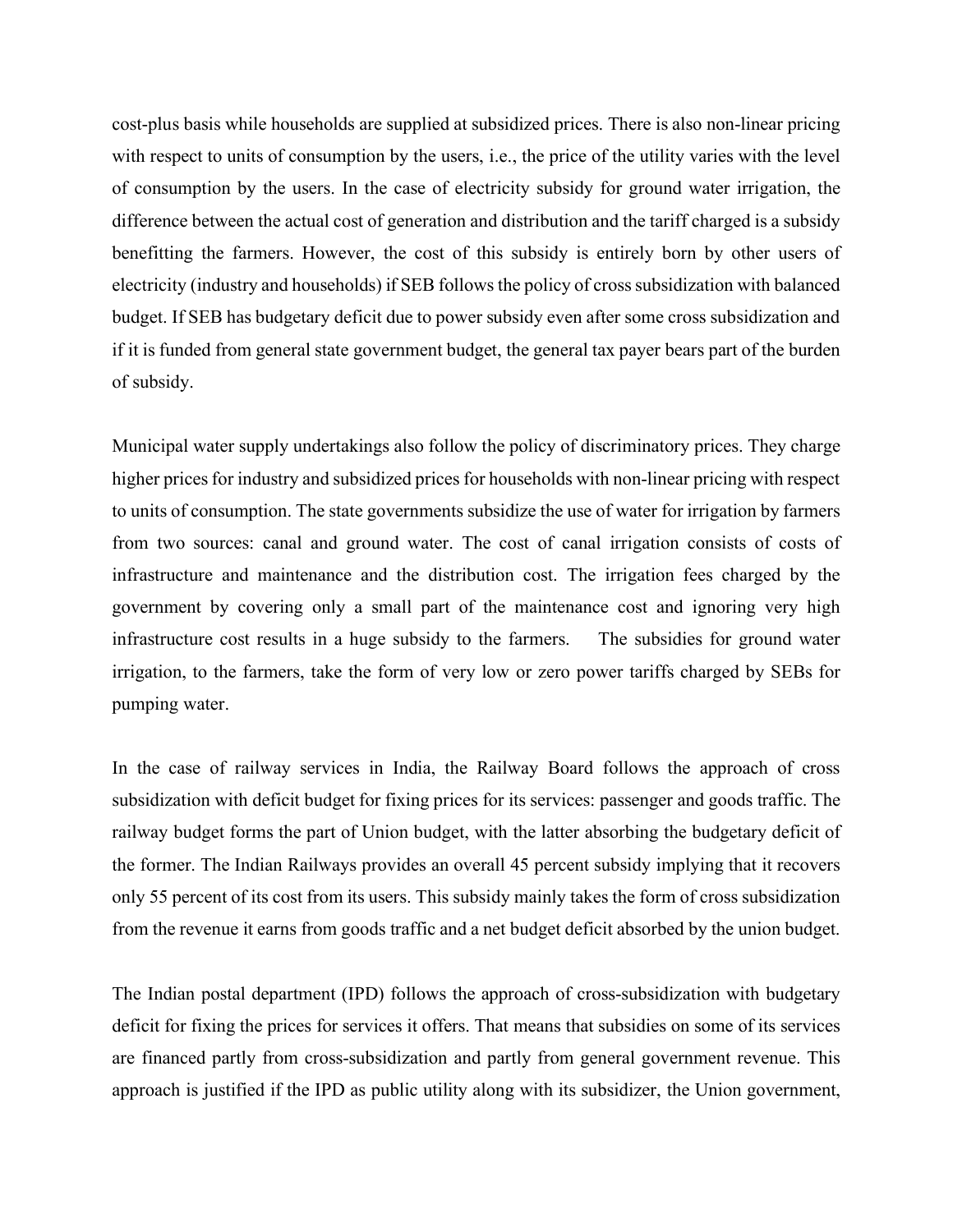cost-plus basis while households are supplied at subsidized prices. There is also non-linear pricing with respect to units of consumption by the users, i.e., the price of the utility varies with the level of consumption by the users. In the case of electricity subsidy for ground water irrigation, the difference between the actual cost of generation and distribution and the tariff charged is a subsidy benefitting the farmers. However, the cost of this subsidy is entirely born by other users of electricity (industry and households) if SEB follows the policy of cross subsidization with balanced budget. If SEB has budgetary deficit due to power subsidy even after some cross subsidization and if it is funded from general state government budget, the general tax payer bears part of the burden of subsidy.

Municipal water supply undertakings also follow the policy of discriminatory prices. They charge higher prices for industry and subsidized prices for households with non-linear pricing with respect to units of consumption. The state governments subsidize the use of water for irrigation by farmers from two sources: canal and ground water. The cost of canal irrigation consists of costs of infrastructure and maintenance and the distribution cost. The irrigation fees charged by the government by covering only a small part of the maintenance cost and ignoring very high infrastructure cost results in a huge subsidy to the farmers. The subsidies for ground water irrigation, to the farmers, take the form of very low or zero power tariffs charged by SEBs for pumping water.

In the case of railway services in India, the Railway Board follows the approach of cross subsidization with deficit budget for fixing prices for its services: passenger and goods traffic. The railway budget forms the part of Union budget, with the latter absorbing the budgetary deficit of the former. The Indian Railways provides an overall 45 percent subsidy implying that it recovers only 55 percent of its cost from its users. This subsidy mainly takes the form of cross subsidization from the revenue it earns from goods traffic and a net budget deficit absorbed by the union budget.

The Indian postal department (IPD) follows the approach of cross-subsidization with budgetary deficit for fixing the prices for services it offers. That means that subsidies on some of its services are financed partly from cross-subsidization and partly from general government revenue. This approach is justified if the IPD as public utility along with its subsidizer, the Union government,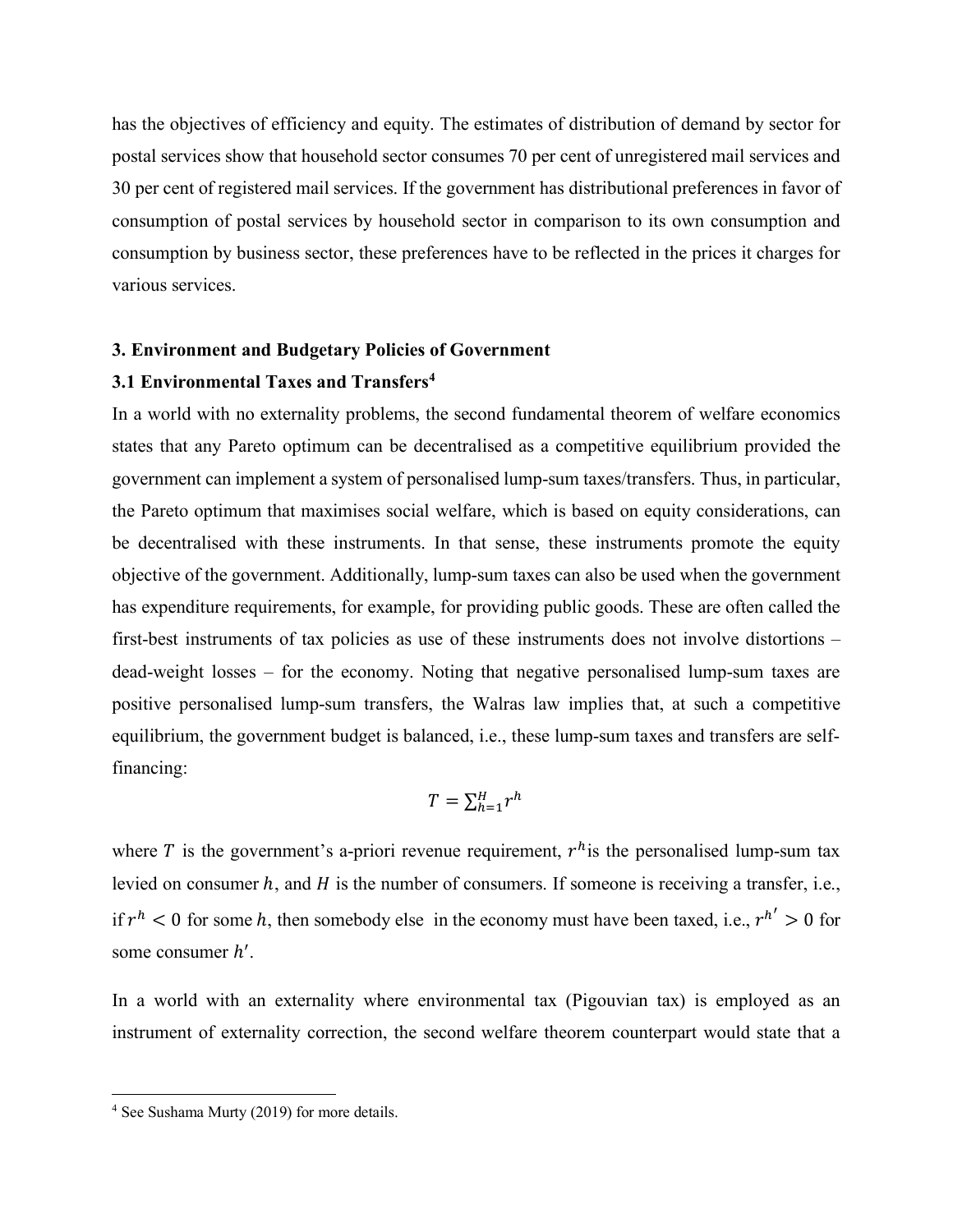has the objectives of efficiency and equity. The estimates of distribution of demand by sector for postal services show that household sector consumes 70 per cent of unregistered mail services and 30 per cent of registered mail services. If the government has distributional preferences in favor of consumption of postal services by household sector in comparison to its own consumption and consumption by business sector, these preferences have to be reflected in the prices it charges for various services.

## 3. Environment and Budgetary Policies of Government

### 3.1 Environmental Taxes and Transfers[4]

In a world with no externality problems, the second fundamental theorem of welfare economics states that any Pareto optimum can be decentralised as a competitive equilibrium provided the government can implement a system of personalised lump-sum taxes/transfers. Thus, in particular, the Pareto optimum that maximises social welfare, which is based on equity considerations, can be decentralised with these instruments. In that sense, these instruments promote the equity objective of the government. Additionally, lump-sum taxes can also be used when the government has expenditure requirements, for example, for providing public goods. These are often called the first-best instruments of tax policies as use of these instruments does not involve distortions – dead-weight losses – for the economy. Noting that negative personalised lump-sum taxes are positive personalised lump-sum transfers, the Walras law implies that, at such a competitive equilibrium, the government budget is balanced, i.e., these lump-sum taxes and transfers are self-financing:

$$T = \sum_{h=1}^{H} r^h$$

where $T$ is the government's a-priori revenue requirement, $r^h$ is the personalised lump-sum tax levied on consumer $h$, and $H$ is the number of consumers. If someone is receiving a transfer, i.e., if $r^h < 0$ for some $h$, then somebody else in the economy must have been taxed, i.e., $r^{h'} > 0$ for some consumer $h'$.

In a world with an externality where environmental tax (Pigouvian tax) is employed as an instrument of externality correction, the second welfare theorem counterpart would state that a

[4] See Sushama Murty (2019) for more details.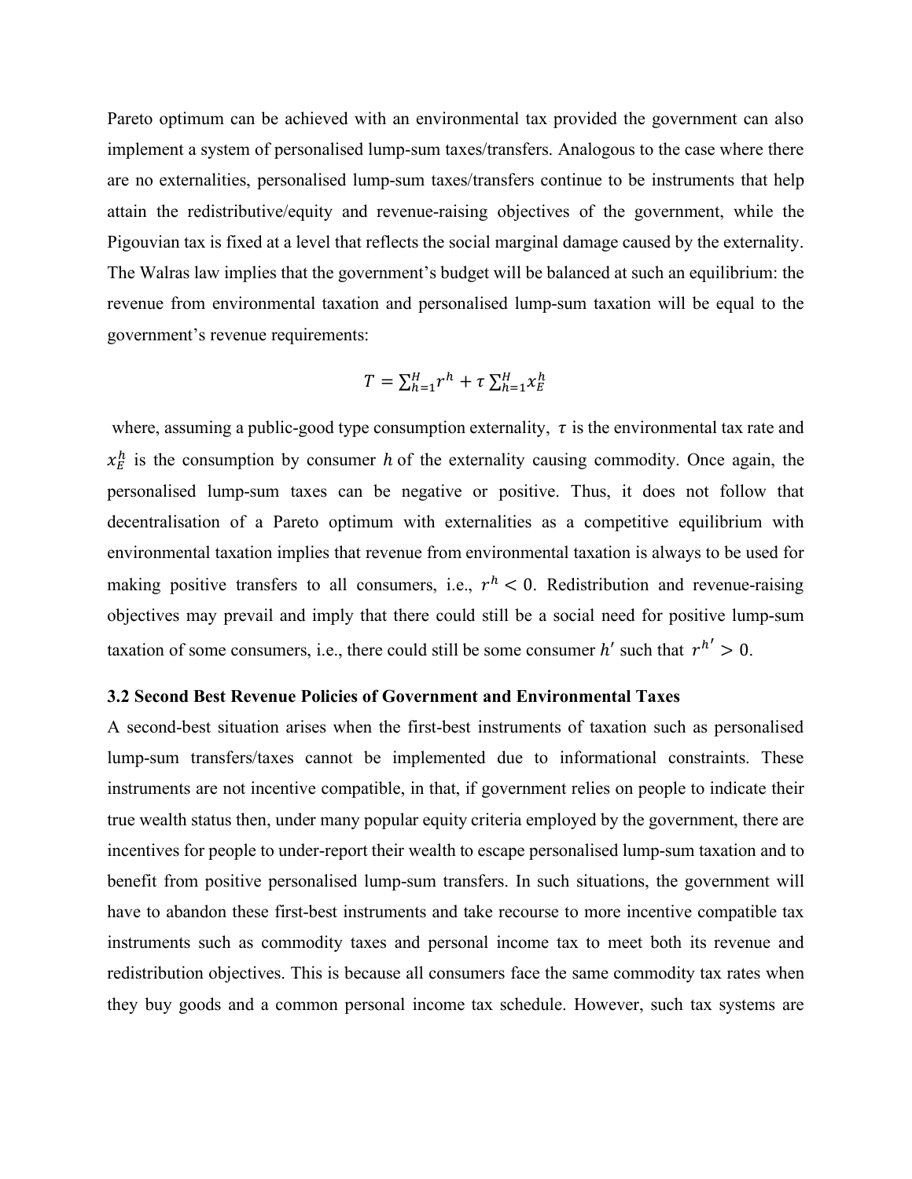Pareto optimum can be achieved with an environmental tax provided the government can also implement a system of personalised lump-sum taxes/transfers. Analogous to the case where there are no externalities, personalised lump-sum taxes/transfers continue to be instruments that help attain the redistributive/equity and revenue-raising objectives of the government, while the Pigouvian tax is fixed at a level that reflects the social marginal damage caused by the externality. The Walras law implies that the government's budget will be balanced at such an equilibrium: the revenue from environmental taxation and personalised lump-sum taxation will be equal to the government's revenue requirements:

$$T = \sum_{h=1}^{H} r^h + \tau \sum_{h=1}^{H} x_E^h$$

where, assuming a public-good type consumption externality, $\tau$ is the environmental tax rate and $x_E^h$ is the consumption by consumer $h$ of the externality causing commodity. Once again, the personalised lump-sum taxes can be negative or positive. Thus, it does not follow that decentralisation of a Pareto optimum with externalities as a competitive equilibrium with environmental taxation implies that revenue from environmental taxation is always to be used for making positive transfers to all consumers, i.e., $r^h < 0$. Redistribution and revenue-raising objectives may prevail and imply that there could still be a social need for positive lump-sum taxation of some consumers, i.e., there could still be some consumer $h'$ such that $r^{h'} > 0$.

### 3.2 Second Best Revenue Policies of Government and Environmental Taxes

A second-best situation arises when the first-best instruments of taxation such as personalised lump-sum transfers/taxes cannot be implemented due to informational constraints. These instruments are not incentive compatible, in that, if government relies on people to indicate their true wealth status then, under many popular equity criteria employed by the government, there are incentives for people to under-report their wealth to escape personalised lump-sum taxation and to benefit from positive personalised lump-sum transfers. In such situations, the government will have to abandon these first-best instruments and take recourse to more incentive compatible tax instruments such as commodity taxes and personal income tax to meet both its revenue and redistribution objectives. This is because all consumers face the same commodity tax rates when they buy goods and a common personal income tax schedule. However, such tax systems are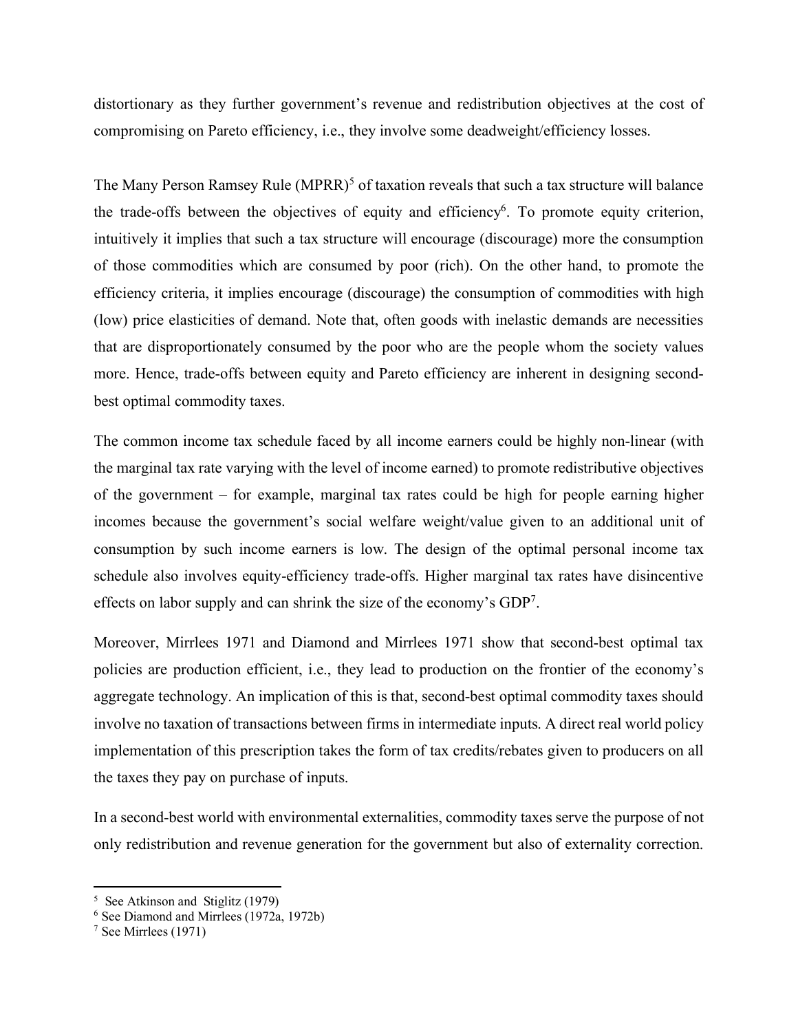distortionary as they further government's revenue and redistribution objectives at the cost of compromising on Pareto efficiency, i.e., they involve some deadweight/efficiency losses.

The Many Person Ramsey Rule (MPRR)[5] of taxation reveals that such a tax structure will balance the trade-offs between the objectives of equity and efficiency[6]. To promote equity criterion, intuitively it implies that such a tax structure will encourage (discourage) more the consumption of those commodities which are consumed by poor (rich). On the other hand, to promote the efficiency criteria, it implies encourage (discourage) the consumption of commodities with high (low) price elasticities of demand. Note that, often goods with inelastic demands are necessities that are disproportionately consumed by the poor who are the people whom the society values more. Hence, trade-offs between equity and Pareto efficiency are inherent in designing second-best optimal commodity taxes.

The common income tax schedule faced by all income earners could be highly non-linear (with the marginal tax rate varying with the level of income earned) to promote redistributive objectives of the government – for example, marginal tax rates could be high for people earning higher incomes because the government's social welfare weight/value given to an additional unit of consumption by such income earners is low. The design of the optimal personal income tax schedule also involves equity-efficiency trade-offs. Higher marginal tax rates have disincentive effects on labor supply and can shrink the size of the economy's GDP[7].

Moreover, Mirrlees 1971 and Diamond and Mirrlees 1971 show that second-best optimal tax policies are production efficient, i.e., they lead to production on the frontier of the economy's aggregate technology. An implication of this is that, second-best optimal commodity taxes should involve no taxation of transactions between firms in intermediate inputs. A direct real world policy implementation of this prescription takes the form of tax credits/rebates given to producers on all the taxes they pay on purchase of inputs.

In a second-best world with environmental externalities, commodity taxes serve the purpose of not only redistribution and revenue generation for the government but also of externality correction.

---

[5] See Atkinson and Stiglitz (1979)

[6] See Diamond and Mirrlees (1972a, 1972b)

[7] See Mirrlees (1971)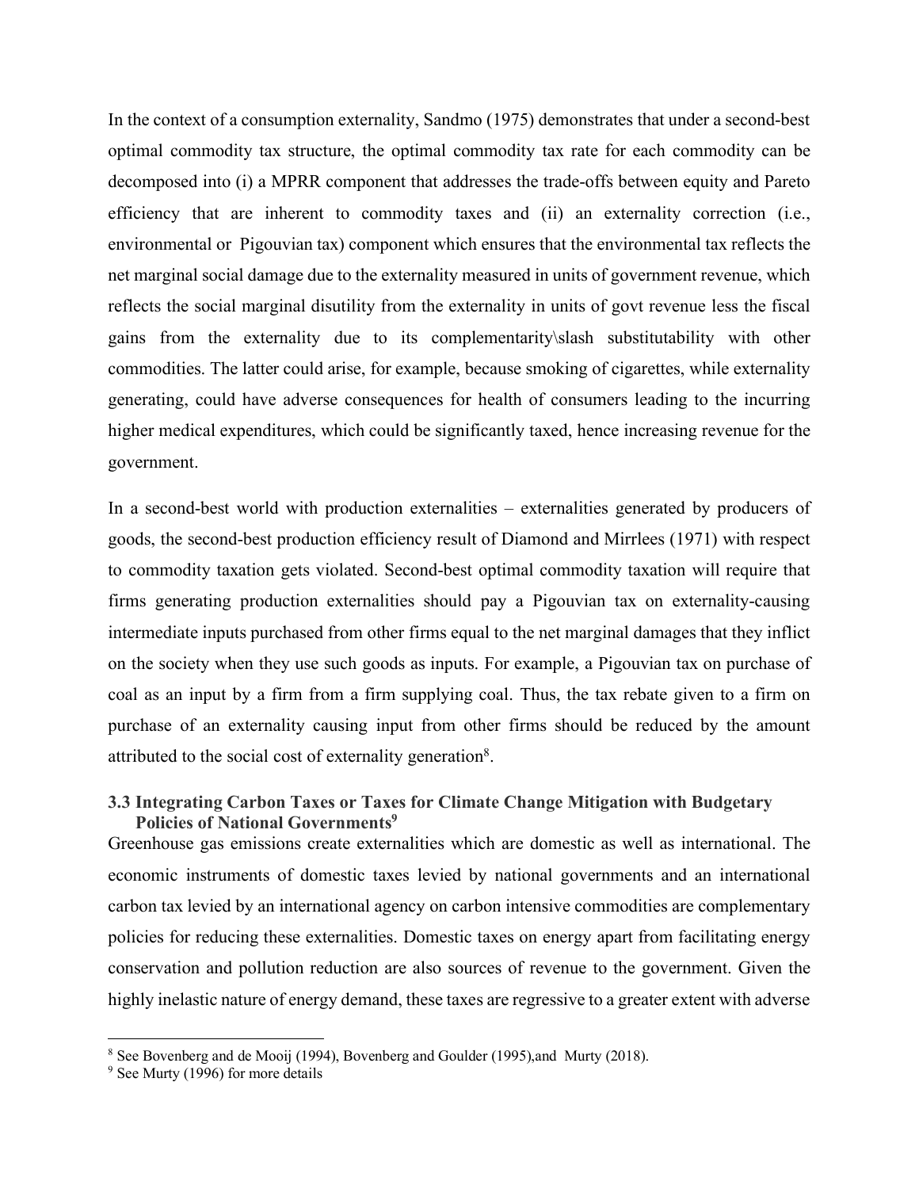In the context of a consumption externality, Sandmo (1975) demonstrates that under a second-best optimal commodity tax structure, the optimal commodity tax rate for each commodity can be decomposed into (i) a MPRR component that addresses the trade-offs between equity and Pareto efficiency that are inherent to commodity taxes and (ii) an externality correction (i.e., environmental or Pigouvian tax) component which ensures that the environmental tax reflects the net marginal social damage due to the externality measured in units of government revenue, which reflects the social marginal disutility from the externality in units of govt revenue less the fiscal gains from the externality due to its complementarity\slash substitutability with other commodities. The latter could arise, for example, because smoking of cigarettes, while externality generating, could have adverse consequences for health of consumers leading to the incurring higher medical expenditures, which could be significantly taxed, hence increasing revenue for the government.

In a second-best world with production externalities – externalities generated by producers of goods, the second-best production efficiency result of Diamond and Mirrlees (1971) with respect to commodity taxation gets violated. Second-best optimal commodity taxation will require that firms generating production externalities should pay a Pigouvian tax on externality-causing intermediate inputs purchased from other firms equal to the net marginal damages that they inflict on the society when they use such goods as inputs. For example, a Pigouvian tax on purchase of coal as an input by a firm from a firm supplying coal. Thus, the tax rebate given to a firm on purchase of an externality causing input from other firms should be reduced by the amount attributed to the social cost of externality generation[8].

### 3.3 Integrating Carbon Taxes or Taxes for Climate Change Mitigation with Budgetary Policies of National Governments[9]

Greenhouse gas emissions create externalities which are domestic as well as international. The economic instruments of domestic taxes levied by national governments and an international carbon tax levied by an international agency on carbon intensive commodities are complementary policies for reducing these externalities. Domestic taxes on energy apart from facilitating energy conservation and pollution reduction are also sources of revenue to the government. Given the highly inelastic nature of energy demand, these taxes are regressive to a greater extent with adverse

---

[8] See Bovenberg and de Mooij (1994), Bovenberg and Goulder (1995),and Murty (2018).

[9] See Murty (1996) for more details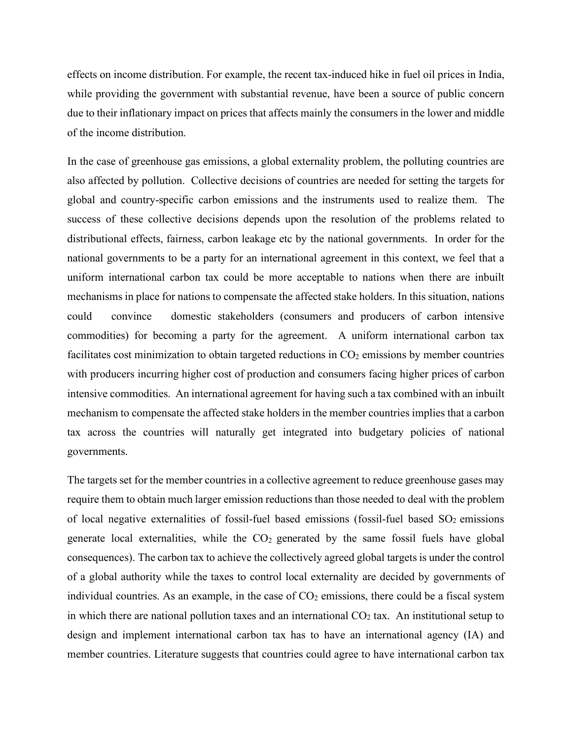effects on income distribution. For example, the recent tax-induced hike in fuel oil prices in India, while providing the government with substantial revenue, have been a source of public concern due to their inflationary impact on prices that affects mainly the consumers in the lower and middle of the income distribution.

In the case of greenhouse gas emissions, a global externality problem, the polluting countries are also affected by pollution. Collective decisions of countries are needed for setting the targets for global and country-specific carbon emissions and the instruments used to realize them. The success of these collective decisions depends upon the resolution of the problems related to distributional effects, fairness, carbon leakage etc by the national governments. In order for the national governments to be a party for an international agreement in this context, we feel that a uniform international carbon tax could be more acceptable to nations when there are inbuilt mechanisms in place for nations to compensate the affected stake holders. In this situation, nations could convince domestic stakeholders (consumers and producers of carbon intensive commodities) for becoming a party for the agreement. A uniform international carbon tax facilitates cost minimization to obtain targeted reductions in $CO_2$ emissions by member countries with producers incurring higher cost of production and consumers facing higher prices of carbon intensive commodities. An international agreement for having such a tax combined with an inbuilt mechanism to compensate the affected stake holders in the member countries implies that a carbon tax across the countries will naturally get integrated into budgetary policies of national governments.

The targets set for the member countries in a collective agreement to reduce greenhouse gases may require them to obtain much larger emission reductions than those needed to deal with the problem of local negative externalities of fossil-fuel based emissions (fossil-fuel based $SO_2$ emissions generate local externalities, while the $CO_2$ generated by the same fossil fuels have global consequences). The carbon tax to achieve the collectively agreed global targets is under the control of a global authority while the taxes to control local externality are decided by governments of individual countries. As an example, in the case of $CO_2$ emissions, there could be a fiscal system in which there are national pollution taxes and an international $CO_2$ tax. An institutional setup to design and implement international carbon tax has to have an international agency (IA) and member countries. Literature suggests that countries could agree to have international carbon tax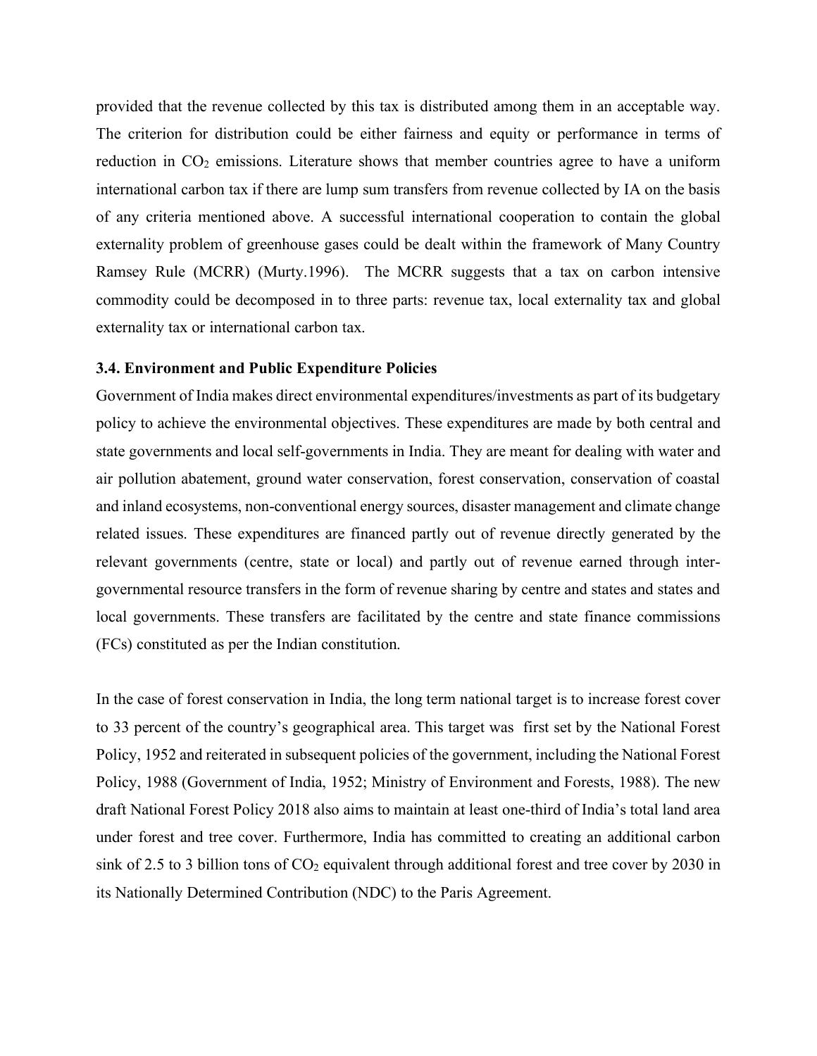provided that the revenue collected by this tax is distributed among them in an acceptable way. The criterion for distribution could be either fairness and equity or performance in terms of reduction in $CO_2$ emissions. Literature shows that member countries agree to have a uniform international carbon tax if there are lump sum transfers from revenue collected by IA on the basis of any criteria mentioned above. A successful international cooperation to contain the global externality problem of greenhouse gases could be dealt within the framework of Many Country Ramsey Rule (MCRR) (Murty.1996). The MCRR suggests that a tax on carbon intensive commodity could be decomposed in to three parts: revenue tax, local externality tax and global externality tax or international carbon tax.

### 3.4. Environment and Public Expenditure Policies

Government of India makes direct environmental expenditures/investments as part of its budgetary policy to achieve the environmental objectives. These expenditures are made by both central and state governments and local self-governments in India. They are meant for dealing with water and air pollution abatement, ground water conservation, forest conservation, conservation of coastal and inland ecosystems, non-conventional energy sources, disaster management and climate change related issues. These expenditures are financed partly out of revenue directly generated by the relevant governments (centre, state or local) and partly out of revenue earned through inter-governmental resource transfers in the form of revenue sharing by centre and states and states and local governments. These transfers are facilitated by the centre and state finance commissions (FCs) constituted as per the Indian constitution.

In the case of forest conservation in India, the long term national target is to increase forest cover to 33 percent of the country's geographical area. This target was first set by the National Forest Policy, 1952 and reiterated in subsequent policies of the government, including the National Forest Policy, 1988 (Government of India, 1952; Ministry of Environment and Forests, 1988). The new draft National Forest Policy 2018 also aims to maintain at least one-third of India's total land area under forest and tree cover. Furthermore, India has committed to creating an additional carbon sink of 2.5 to 3 billion tons of $CO_2$ equivalent through additional forest and tree cover by 2030 in its Nationally Determined Contribution (NDC) to the Paris Agreement.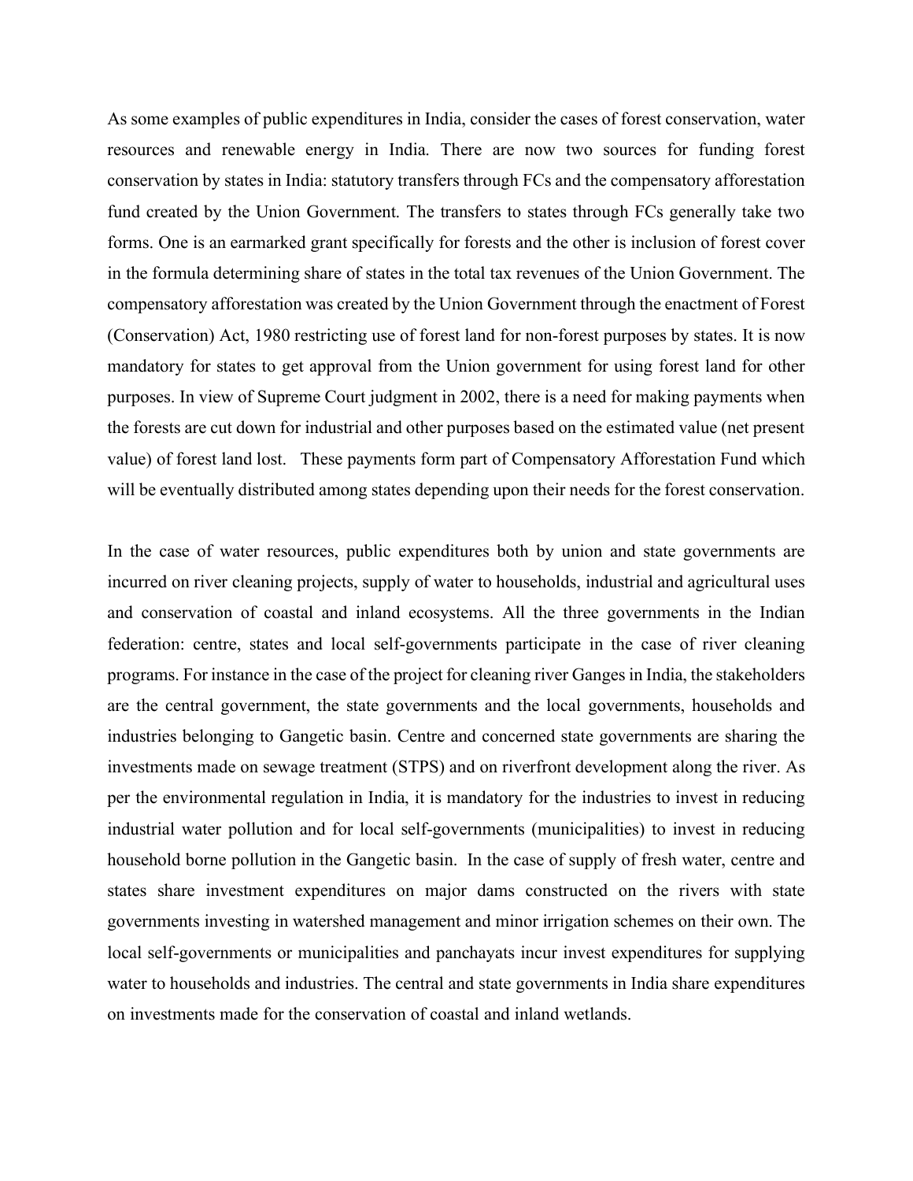As some examples of public expenditures in India, consider the cases of forest conservation, water resources and renewable energy in India. There are now two sources for funding forest conservation by states in India: statutory transfers through FCs and the compensatory afforestation fund created by the Union Government. The transfers to states through FCs generally take two forms. One is an earmarked grant specifically for forests and the other is inclusion of forest cover in the formula determining share of states in the total tax revenues of the Union Government. The compensatory afforestation was created by the Union Government through the enactment of Forest (Conservation) Act, 1980 restricting use of forest land for non-forest purposes by states. It is now mandatory for states to get approval from the Union government for using forest land for other purposes. In view of Supreme Court judgment in 2002, there is a need for making payments when the forests are cut down for industrial and other purposes based on the estimated value (net present value) of forest land lost. These payments form part of Compensatory Afforestation Fund which will be eventually distributed among states depending upon their needs for the forest conservation.

In the case of water resources, public expenditures both by union and state governments are incurred on river cleaning projects, supply of water to households, industrial and agricultural uses and conservation of coastal and inland ecosystems. All the three governments in the Indian federation: centre, states and local self-governments participate in the case of river cleaning programs. For instance in the case of the project for cleaning river Ganges in India, the stakeholders are the central government, the state governments and the local governments, households and industries belonging to Gangetic basin. Centre and concerned state governments are sharing the investments made on sewage treatment (STPS) and on riverfront development along the river. As per the environmental regulation in India, it is mandatory for the industries to invest in reducing industrial water pollution and for local self-governments (municipalities) to invest in reducing household borne pollution in the Gangetic basin. In the case of supply of fresh water, centre and states share investment expenditures on major dams constructed on the rivers with state governments investing in watershed management and minor irrigation schemes on their own. The local self-governments or municipalities and panchayats incur invest expenditures for supplying water to households and industries. The central and state governments in India share expenditures on investments made for the conservation of coastal and inland wetlands.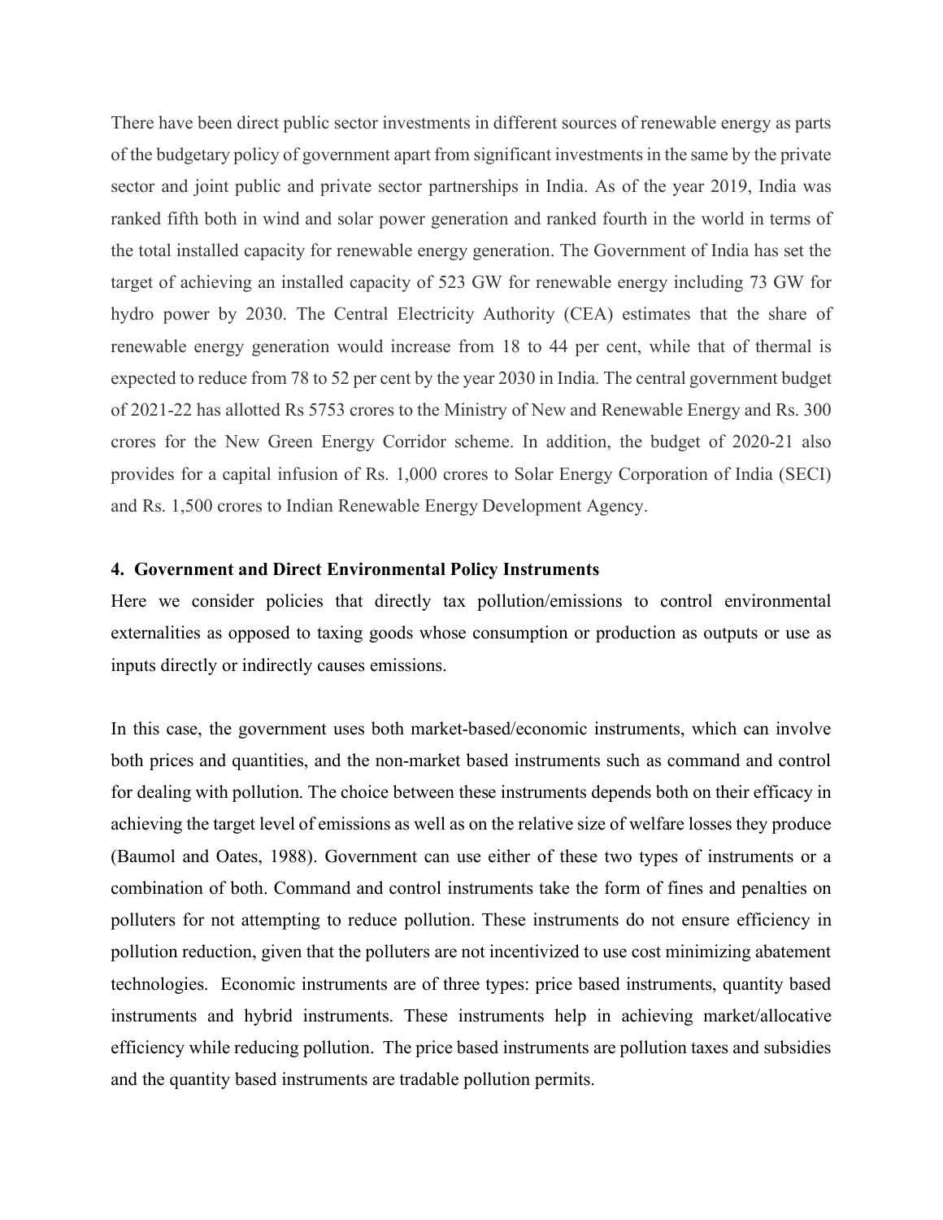There have been direct public sector investments in different sources of renewable energy as parts of the budgetary policy of government apart from significant investments in the same by the private sector and joint public and private sector partnerships in India. As of the year 2019, India was ranked fifth both in wind and solar power generation and ranked fourth in the world in terms of the total installed capacity for renewable energy generation. The Government of India has set the target of achieving an installed capacity of 523 GW for renewable energy including 73 GW for hydro power by 2030. The Central Electricity Authority (CEA) estimates that the share of renewable energy generation would increase from 18 to 44 per cent, while that of thermal is expected to reduce from 78 to 52 per cent by the year 2030 in India. The central government budget of 2021-22 has allotted Rs 5753 crores to the Ministry of New and Renewable Energy and Rs. 300 crores for the New Green Energy Corridor scheme. In addition, the budget of 2020-21 also provides for a capital infusion of Rs. 1,000 crores to Solar Energy Corporation of India (SECI) and Rs. 1,500 crores to Indian Renewable Energy Development Agency.

### 4. Government and Direct Environmental Policy Instruments

Here we consider policies that directly tax pollution/emissions to control environmental externalities as opposed to taxing goods whose consumption or production as outputs or use as inputs directly or indirectly causes emissions.

In this case, the government uses both market-based/economic instruments, which can involve both prices and quantities, and the non-market based instruments such as command and control for dealing with pollution. The choice between these instruments depends both on their efficacy in achieving the target level of emissions as well as on the relative size of welfare losses they produce (Baumol and Oates, 1988). Government can use either of these two types of instruments or a combination of both. Command and control instruments take the form of fines and penalties on polluters for not attempting to reduce pollution. These instruments do not ensure efficiency in pollution reduction, given that the polluters are not incentivized to use cost minimizing abatement technologies. Economic instruments are of three types: price based instruments, quantity based instruments and hybrid instruments. These instruments help in achieving market/allocative efficiency while reducing pollution. The price based instruments are pollution taxes and subsidies and the quantity based instruments are tradable pollution permits.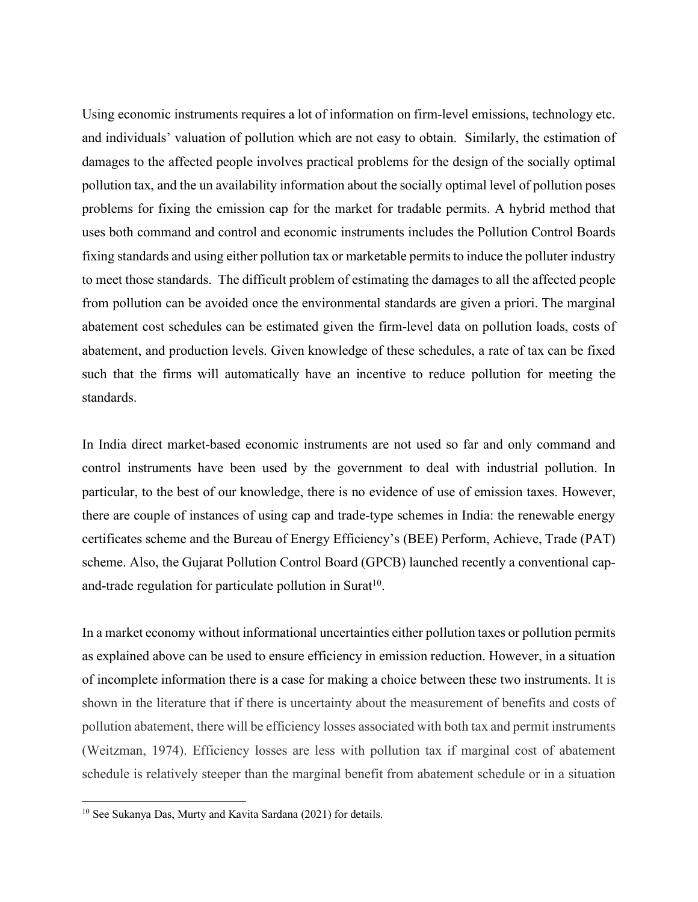Using economic instruments requires a lot of information on firm-level emissions, technology etc. and individuals' valuation of pollution which are not easy to obtain. Similarly, the estimation of damages to the affected people involves practical problems for the design of the socially optimal pollution tax, and the un availability information about the socially optimal level of pollution poses problems for fixing the emission cap for the market for tradable permits. A hybrid method that uses both command and control and economic instruments includes the Pollution Control Boards fixing standards and using either pollution tax or marketable permits to induce the polluter industry to meet those standards. The difficult problem of estimating the damages to all the affected people from pollution can be avoided once the environmental standards are given a priori. The marginal abatement cost schedules can be estimated given the firm-level data on pollution loads, costs of abatement, and production levels. Given knowledge of these schedules, a rate of tax can be fixed such that the firms will automatically have an incentive to reduce pollution for meeting the standards.

In India direct market-based economic instruments are not used so far and only command and control instruments have been used by the government to deal with industrial pollution. In particular, to the best of our knowledge, there is no evidence of use of emission taxes. However, there are couple of instances of using cap and trade-type schemes in India: the renewable energy certificates scheme and the Bureau of Energy Efficiency's (BEE) Perform, Achieve, Trade (PAT) scheme. Also, the Gujarat Pollution Control Board (GPCB) launched recently a conventional cap-and-trade regulation for particulate pollution in Surat[10].

In a market economy without informational uncertainties either pollution taxes or pollution permits as explained above can be used to ensure efficiency in emission reduction. However, in a situation of incomplete information there is a case for making a choice between these two instruments. It is shown in the literature that if there is uncertainty about the measurement of benefits and costs of pollution abatement, there will be efficiency losses associated with both tax and permit instruments (Weitzman, 1974). Efficiency losses are less with pollution tax if marginal cost of abatement schedule is relatively steeper than the marginal benefit from abatement schedule or in a situation

[10] See Sukanya Das, Murty and Kavita Sardana (2021) for details.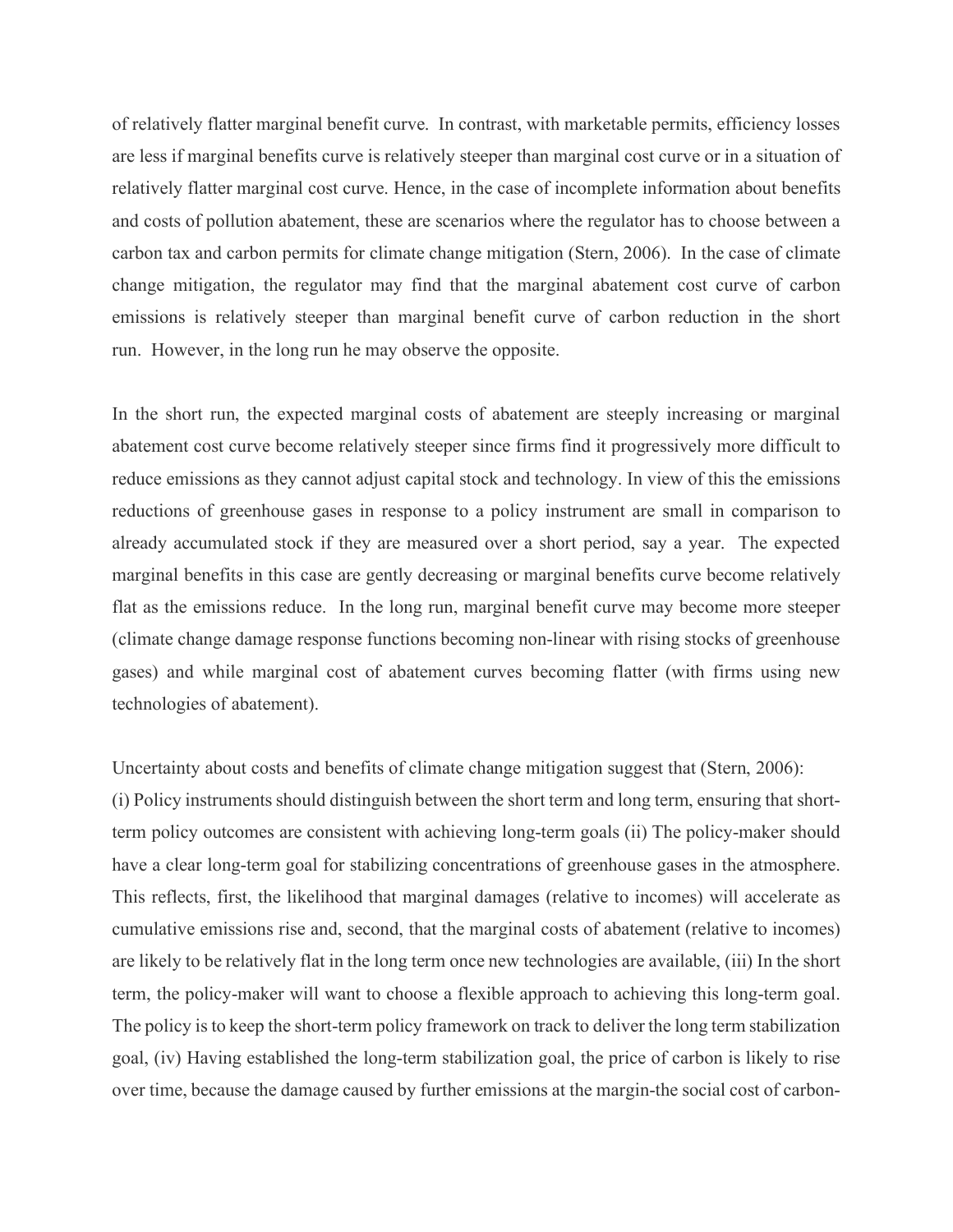of relatively flatter marginal benefit curve. In contrast, with marketable permits, efficiency losses are less if marginal benefits curve is relatively steeper than marginal cost curve or in a situation of relatively flatter marginal cost curve. Hence, in the case of incomplete information about benefits and costs of pollution abatement, these are scenarios where the regulator has to choose between a carbon tax and carbon permits for climate change mitigation (Stern, 2006). In the case of climate change mitigation, the regulator may find that the marginal abatement cost curve of carbon emissions is relatively steeper than marginal benefit curve of carbon reduction in the short run. However, in the long run he may observe the opposite.

In the short run, the expected marginal costs of abatement are steeply increasing or marginal abatement cost curve become relatively steeper since firms find it progressively more difficult to reduce emissions as they cannot adjust capital stock and technology. In view of this the emissions reductions of greenhouse gases in response to a policy instrument are small in comparison to already accumulated stock if they are measured over a short period, say a year. The expected marginal benefits in this case are gently decreasing or marginal benefits curve become relatively flat as the emissions reduce. In the long run, marginal benefit curve may become more steeper (climate change damage response functions becoming non-linear with rising stocks of greenhouse gases) and while marginal cost of abatement curves becoming flatter (with firms using new technologies of abatement).

Uncertainty about costs and benefits of climate change mitigation suggest that (Stern, 2006):
(i) Policy instruments should distinguish between the short term and long term, ensuring that short-term policy outcomes are consistent with achieving long-term goals (ii) The policy-maker should have a clear long-term goal for stabilizing concentrations of greenhouse gases in the atmosphere. This reflects, first, the likelihood that marginal damages (relative to incomes) will accelerate as cumulative emissions rise and, second, that the marginal costs of abatement (relative to incomes) are likely to be relatively flat in the long term once new technologies are available, (iii) In the short term, the policy-maker will want to choose a flexible approach to achieving this long-term goal. The policy is to keep the short-term policy framework on track to deliver the long term stabilization goal, (iv) Having established the long-term stabilization goal, the price of carbon is likely to rise over time, because the damage caused by further emissions at the margin-the social cost of carbon-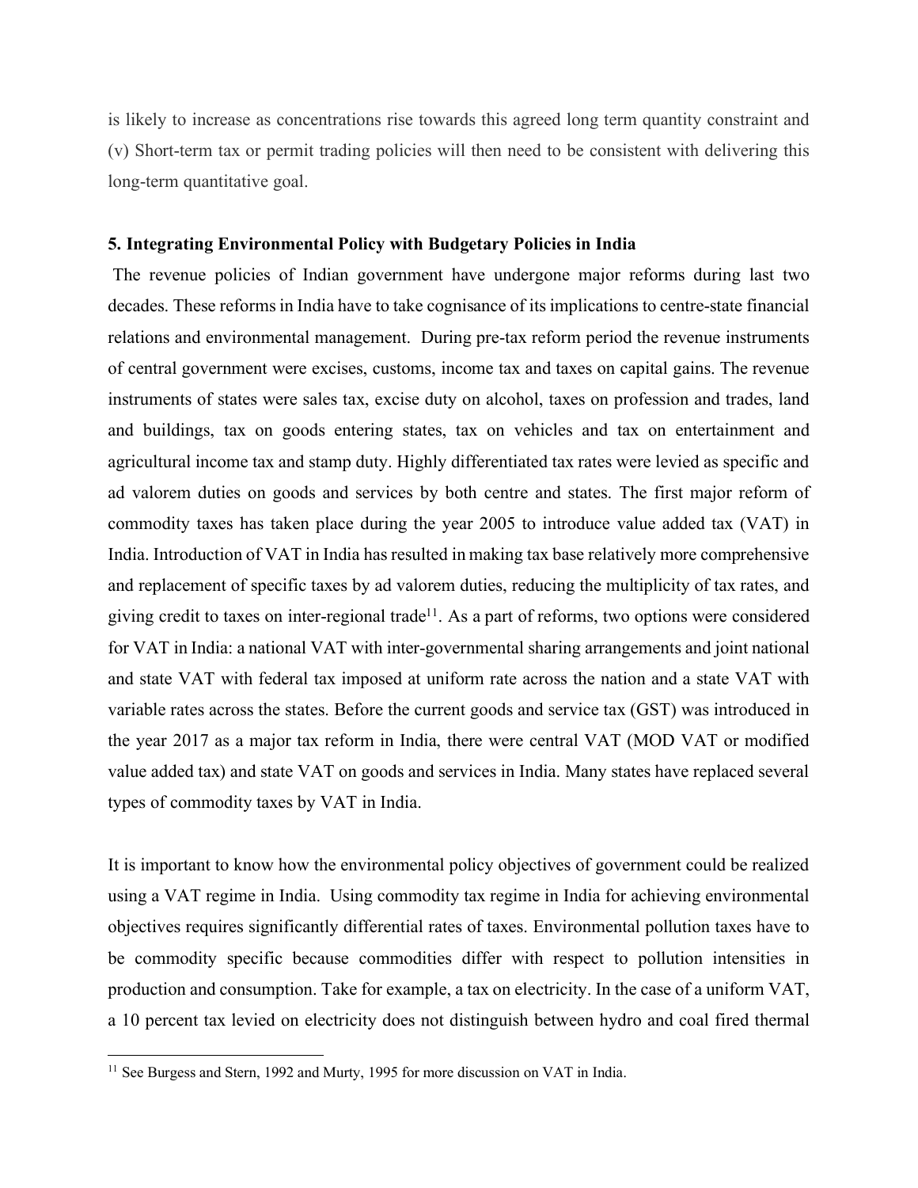is likely to increase as concentrations rise towards this agreed long term quantity constraint and (v) Short-term tax or permit trading policies will then need to be consistent with delivering this long-term quantitative goal.

### 5. Integrating Environmental Policy with Budgetary Policies in India

The revenue policies of Indian government have undergone major reforms during last two decades. These reforms in India have to take cognisance of its implications to centre-state financial relations and environmental management. During pre-tax reform period the revenue instruments of central government were excises, customs, income tax and taxes on capital gains. The revenue instruments of states were sales tax, excise duty on alcohol, taxes on profession and trades, land and buildings, tax on goods entering states, tax on vehicles and tax on entertainment and agricultural income tax and stamp duty. Highly differentiated tax rates were levied as specific and ad valorem duties on goods and services by both centre and states. The first major reform of commodity taxes has taken place during the year 2005 to introduce value added tax (VAT) in India. Introduction of VAT in India has resulted in making tax base relatively more comprehensive and replacement of specific taxes by ad valorem duties, reducing the multiplicity of tax rates, and giving credit to taxes on inter-regional trade[11]. As a part of reforms, two options were considered for VAT in India: a national VAT with inter-governmental sharing arrangements and joint national and state VAT with federal tax imposed at uniform rate across the nation and a state VAT with variable rates across the states. Before the current goods and service tax (GST) was introduced in the year 2017 as a major tax reform in India, there were central VAT (MOD VAT or modified value added tax) and state VAT on goods and services in India. Many states have replaced several types of commodity taxes by VAT in India.

It is important to know how the environmental policy objectives of government could be realized using a VAT regime in India. Using commodity tax regime in India for achieving environmental objectives requires significantly differential rates of taxes. Environmental pollution taxes have to be commodity specific because commodities differ with respect to pollution intensities in production and consumption. Take for example, a tax on electricity. In the case of a uniform VAT, a 10 percent tax levied on electricity does not distinguish between hydro and coal fired thermal

[11] See Burgess and Stern, 1992 and Murty, 1995 for more discussion on VAT in India.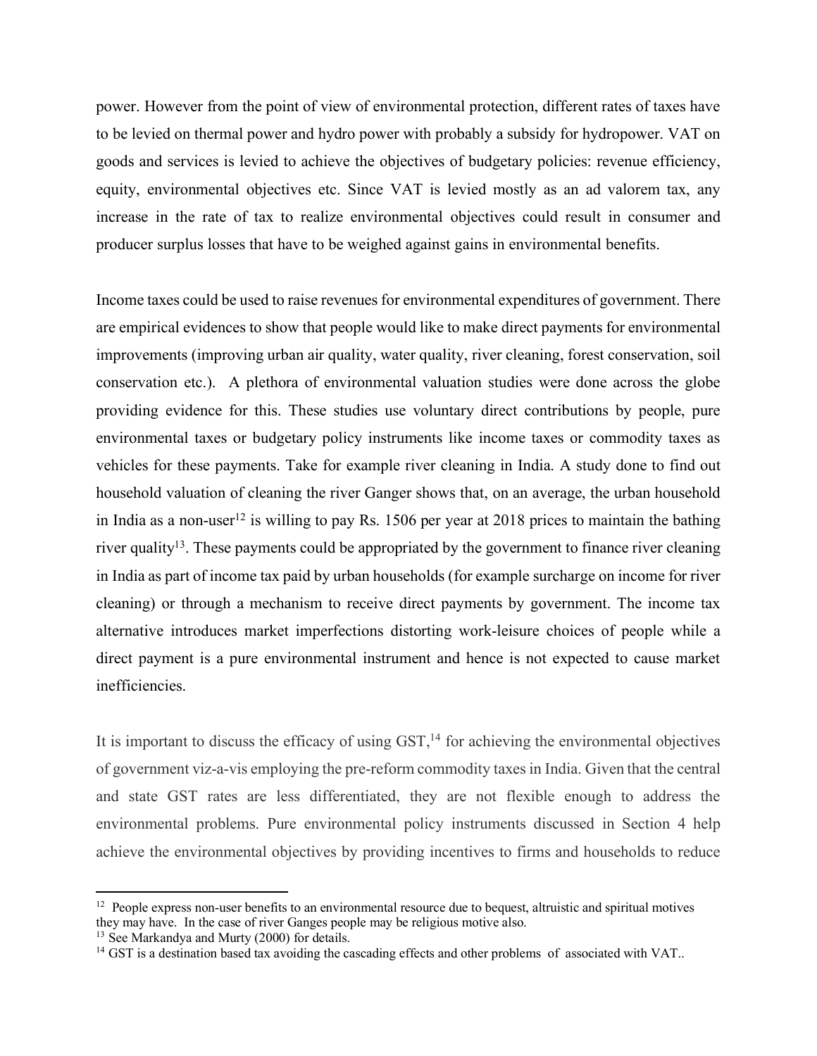power. However from the point of view of environmental protection, different rates of taxes have to be levied on thermal power and hydro power with probably a subsidy for hydropower. VAT on goods and services is levied to achieve the objectives of budgetary policies: revenue efficiency, equity, environmental objectives etc. Since VAT is levied mostly as an ad valorem tax, any increase in the rate of tax to realize environmental objectives could result in consumer and producer surplus losses that have to be weighed against gains in environmental benefits.

Income taxes could be used to raise revenues for environmental expenditures of government. There are empirical evidences to show that people would like to make direct payments for environmental improvements (improving urban air quality, water quality, river cleaning, forest conservation, soil conservation etc.). A plethora of environmental valuation studies were done across the globe providing evidence for this. These studies use voluntary direct contributions by people, pure environmental taxes or budgetary policy instruments like income taxes or commodity taxes as vehicles for these payments. Take for example river cleaning in India. A study done to find out household valuation of cleaning the river Ganger shows that, on an average, the urban household in India as a non-user[12] is willing to pay Rs. 1506 per year at 2018 prices to maintain the bathing river quality[13]. These payments could be appropriated by the government to finance river cleaning in India as part of income tax paid by urban households (for example surcharge on income for river cleaning) or through a mechanism to receive direct payments by government. The income tax alternative introduces market imperfections distorting work-leisure choices of people while a direct payment is a pure environmental instrument and hence is not expected to cause market inefficiencies.

It is important to discuss the efficacy of using GST,[14] for achieving the environmental objectives of government viz-a-vis employing the pre-reform commodity taxes in India. Given that the central and state GST rates are less differentiated, they are not flexible enough to address the environmental problems. Pure environmental policy instruments discussed in Section 4 help achieve the environmental objectives by providing incentives to firms and households to reduce

---

[12] People express non-user benefits to an environmental resource due to bequest, altruistic and spiritual motives they may have. In the case of river Ganges people may be religious motive also.

[13] See Markandya and Murty (2000) for details.

[14] GST is a destination based tax avoiding the cascading effects and other problems of associated with VAT..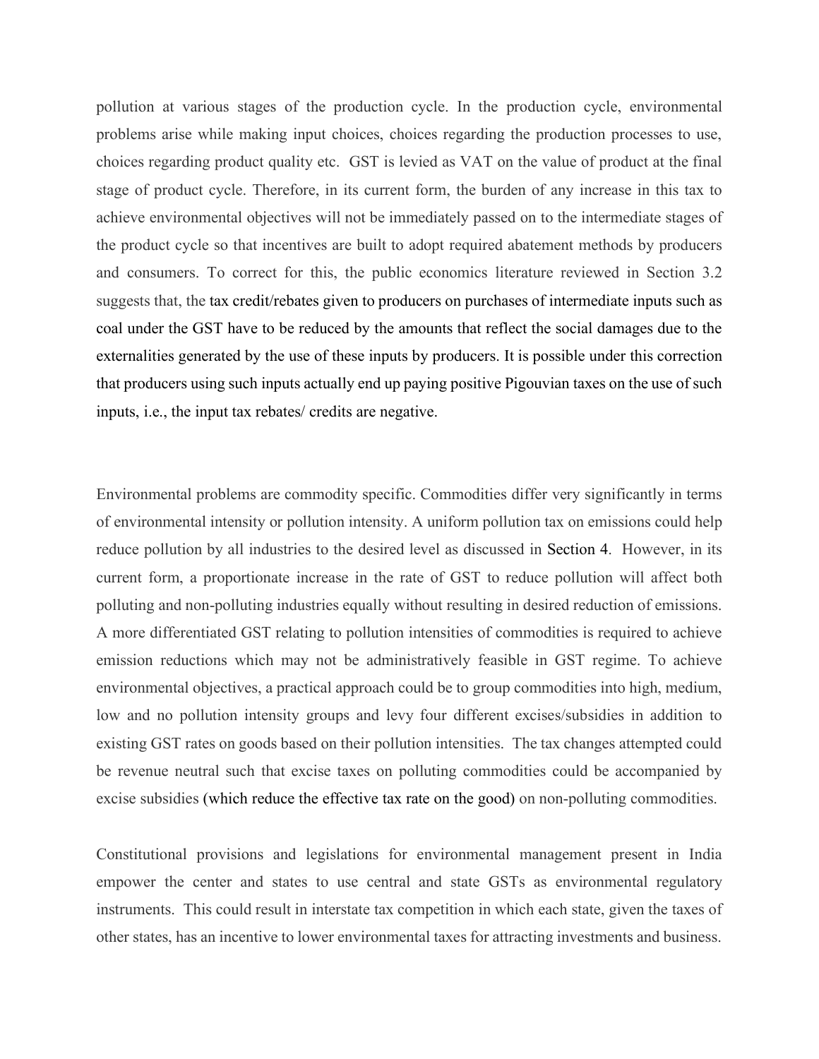pollution at various stages of the production cycle. In the production cycle, environmental problems arise while making input choices, choices regarding the production processes to use, choices regarding product quality etc. GST is levied as VAT on the value of product at the final stage of product cycle. Therefore, in its current form, the burden of any increase in this tax to achieve environmental objectives will not be immediately passed on to the intermediate stages of the product cycle so that incentives are built to adopt required abatement methods by producers and consumers. To correct for this, the public economics literature reviewed in Section 3.2 suggests that, the tax credit/rebates given to producers on purchases of intermediate inputs such as coal under the GST have to be reduced by the amounts that reflect the social damages due to the externalities generated by the use of these inputs by producers. It is possible under this correction that producers using such inputs actually end up paying positive Pigouvian taxes on the use of such inputs, i.e., the input tax rebates/ credits are negative.

Environmental problems are commodity specific. Commodities differ very significantly in terms of environmental intensity or pollution intensity. A uniform pollution tax on emissions could help reduce pollution by all industries to the desired level as discussed in Section 4. However, in its current form, a proportionate increase in the rate of GST to reduce pollution will affect both polluting and non-polluting industries equally without resulting in desired reduction of emissions. A more differentiated GST relating to pollution intensities of commodities is required to achieve emission reductions which may not be administratively feasible in GST regime. To achieve environmental objectives, a practical approach could be to group commodities into high, medium, low and no pollution intensity groups and levy four different excises/subsidies in addition to existing GST rates on goods based on their pollution intensities. The tax changes attempted could be revenue neutral such that excise taxes on polluting commodities could be accompanied by excise subsidies (which reduce the effective tax rate on the good) on non-polluting commodities.

Constitutional provisions and legislations for environmental management present in India empower the center and states to use central and state GSTs as environmental regulatory instruments. This could result in interstate tax competition in which each state, given the taxes of other states, has an incentive to lower environmental taxes for attracting investments and business.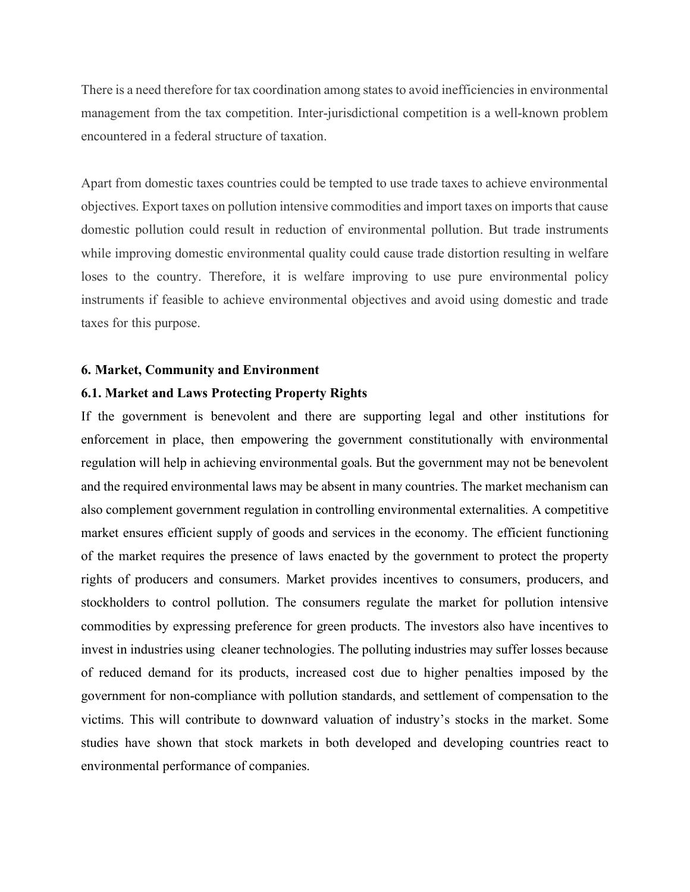There is a need therefore for tax coordination among states to avoid inefficiencies in environmental management from the tax competition. Inter-jurisdictional competition is a well-known problem encountered in a federal structure of taxation.

Apart from domestic taxes countries could be tempted to use trade taxes to achieve environmental objectives. Export taxes on pollution intensive commodities and import taxes on imports that cause domestic pollution could result in reduction of environmental pollution. But trade instruments while improving domestic environmental quality could cause trade distortion resulting in welfare loses to the country. Therefore, it is welfare improving to use pure environmental policy instruments if feasible to achieve environmental objectives and avoid using domestic and trade taxes for this purpose.

## 6. Market, Community and Environment

### 6.1. Market and Laws Protecting Property Rights

If the government is benevolent and there are supporting legal and other institutions for enforcement in place, then empowering the government constitutionally with environmental regulation will help in achieving environmental goals. But the government may not be benevolent and the required environmental laws may be absent in many countries. The market mechanism can also complement government regulation in controlling environmental externalities. A competitive market ensures efficient supply of goods and services in the economy. The efficient functioning of the market requires the presence of laws enacted by the government to protect the property rights of producers and consumers. Market provides incentives to consumers, producers, and stockholders to control pollution. The consumers regulate the market for pollution intensive commodities by expressing preference for green products. The investors also have incentives to invest in industries using cleaner technologies. The polluting industries may suffer losses because of reduced demand for its products, increased cost due to higher penalties imposed by the government for non-compliance with pollution standards, and settlement of compensation to the victims. This will contribute to downward valuation of industry's stocks in the market. Some studies have shown that stock markets in both developed and developing countries react to environmental performance of companies.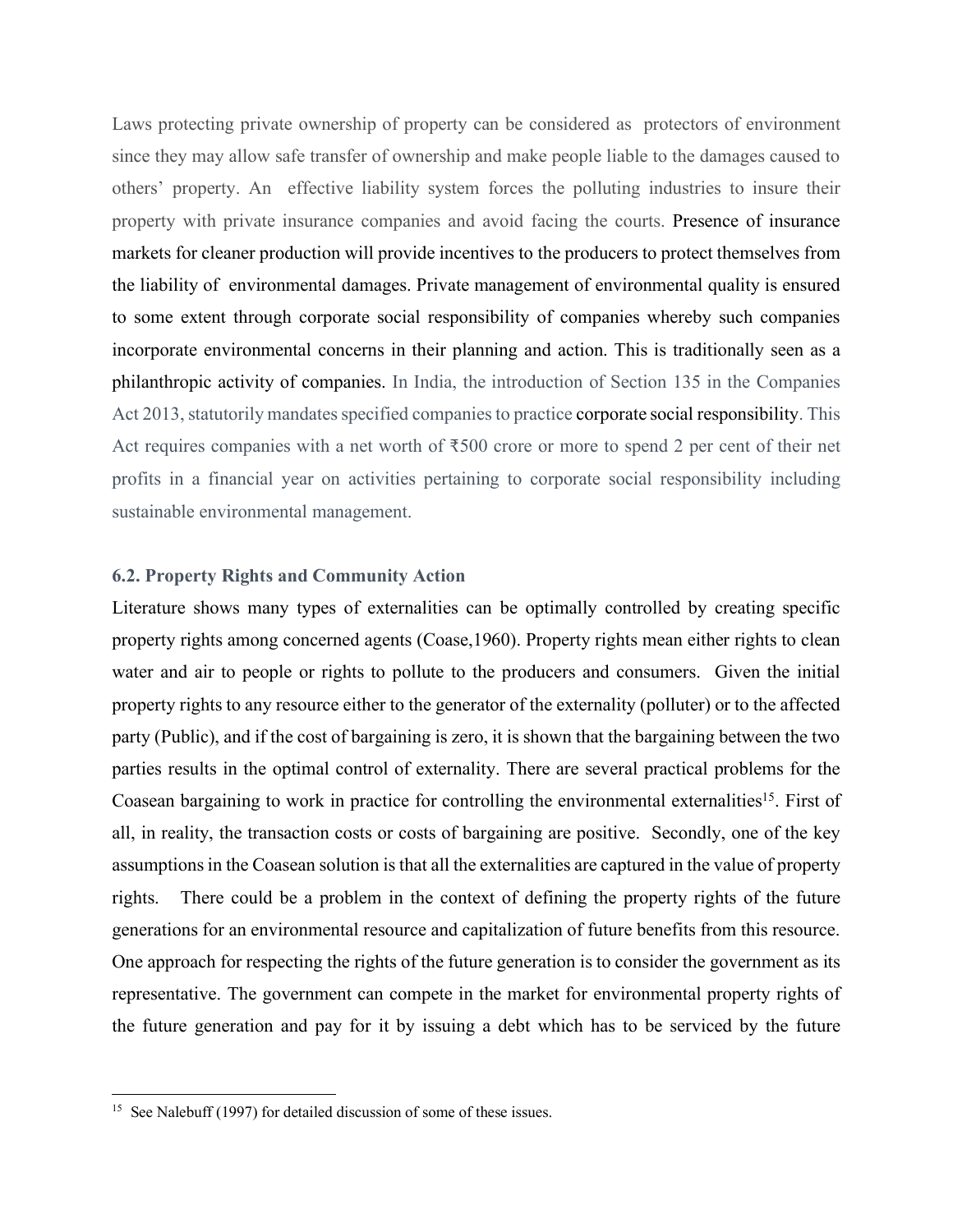Laws protecting private ownership of property can be considered as protectors of environment since they may allow safe transfer of ownership and make people liable to the damages caused to others' property. An effective liability system forces the polluting industries to insure their property with private insurance companies and avoid facing the courts. Presence of insurance markets for cleaner production will provide incentives to the producers to protect themselves from the liability of environmental damages. Private management of environmental quality is ensured to some extent through corporate social responsibility of companies whereby such companies incorporate environmental concerns in their planning and action. This is traditionally seen as a philanthropic activity of companies. In India, the introduction of Section 135 in the Companies Act 2013, statutorily mandates specified companies to practice corporate social responsibility. This Act requires companies with a net worth of ₹500 crore or more to spend 2 per cent of their net profits in a financial year on activities pertaining to corporate social responsibility including sustainable environmental management.

### 6.2. Property Rights and Community Action

Literature shows many types of externalities can be optimally controlled by creating specific property rights among concerned agents (Coase,1960). Property rights mean either rights to clean water and air to people or rights to pollute to the producers and consumers. Given the initial property rights to any resource either to the generator of the externality (polluter) or to the affected party (Public), and if the cost of bargaining is zero, it is shown that the bargaining between the two parties results in the optimal control of externality. There are several practical problems for the Coasean bargaining to work in practice for controlling the environmental externalities[15]. First of all, in reality, the transaction costs or costs of bargaining are positive. Secondly, one of the key assumptions in the Coasean solution is that all the externalities are captured in the value of property rights. There could be a problem in the context of defining the property rights of the future generations for an environmental resource and capitalization of future benefits from this resource. One approach for respecting the rights of the future generation is to consider the government as its representative. The government can compete in the market for environmental property rights of the future generation and pay for it by issuing a debt which has to be serviced by the future

[15] See Nalebuff (1997) for detailed discussion of some of these issues.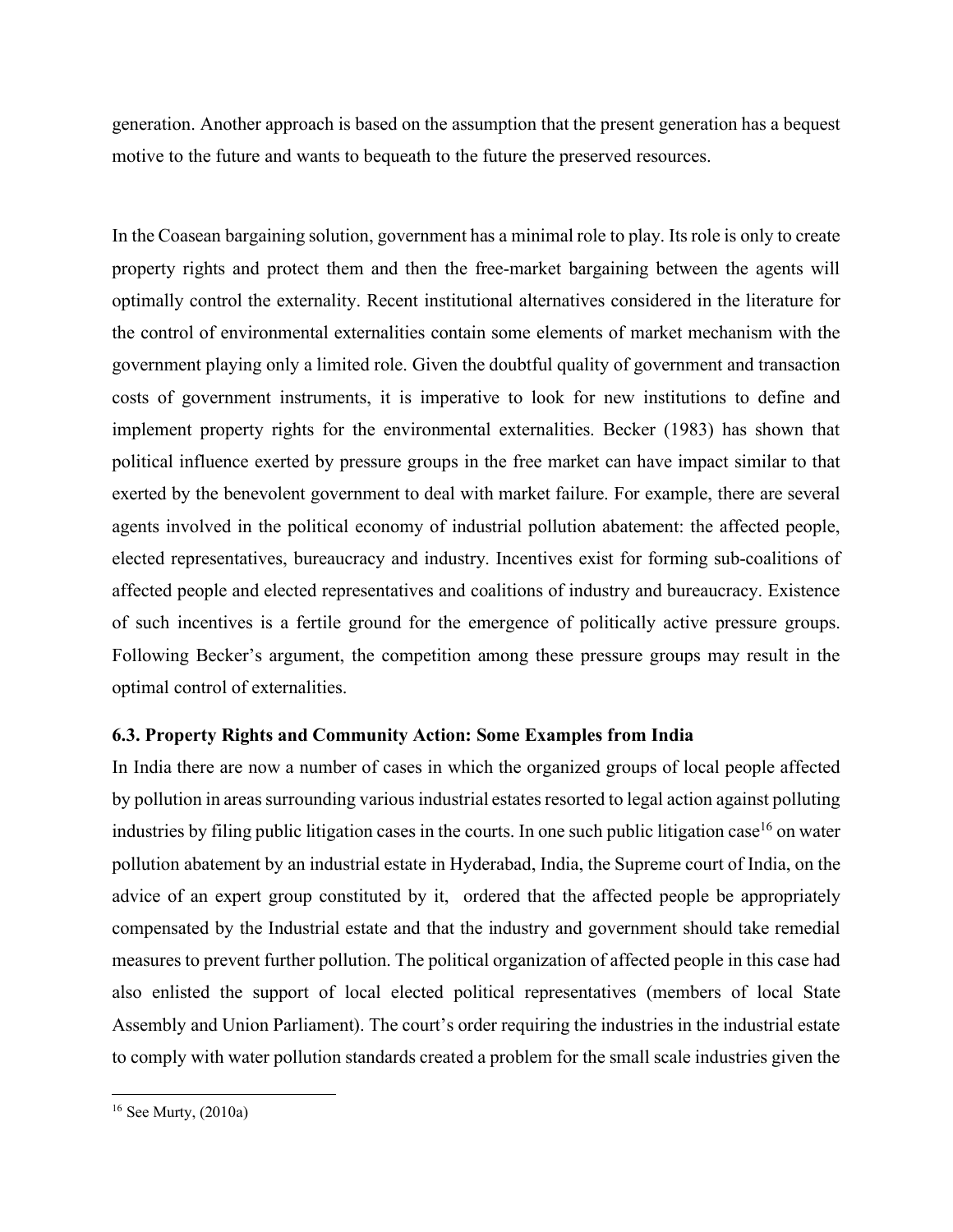generation. Another approach is based on the assumption that the present generation has a bequest motive to the future and wants to bequeath to the future the preserved resources.

In the Coasean bargaining solution, government has a minimal role to play. Its role is only to create property rights and protect them and then the free-market bargaining between the agents will optimally control the externality. Recent institutional alternatives considered in the literature for the control of environmental externalities contain some elements of market mechanism with the government playing only a limited role. Given the doubtful quality of government and transaction costs of government instruments, it is imperative to look for new institutions to define and implement property rights for the environmental externalities. Becker (1983) has shown that political influence exerted by pressure groups in the free market can have impact similar to that exerted by the benevolent government to deal with market failure. For example, there are several agents involved in the political economy of industrial pollution abatement: the affected people, elected representatives, bureaucracy and industry. Incentives exist for forming sub-coalitions of affected people and elected representatives and coalitions of industry and bureaucracy. Existence of such incentives is a fertile ground for the emergence of politically active pressure groups. Following Becker's argument, the competition among these pressure groups may result in the optimal control of externalities.

### 6.3. Property Rights and Community Action: Some Examples from India

In India there are now a number of cases in which the organized groups of local people affected by pollution in areas surrounding various industrial estates resorted to legal action against polluting industries by filing public litigation cases in the courts. In one such public litigation case[16] on water pollution abatement by an industrial estate in Hyderabad, India, the Supreme court of India, on the advice of an expert group constituted by it, ordered that the affected people be appropriately compensated by the Industrial estate and that the industry and government should take remedial measures to prevent further pollution. The political organization of affected people in this case had also enlisted the support of local elected political representatives (members of local State Assembly and Union Parliament). The court's order requiring the industries in the industrial estate to comply with water pollution standards created a problem for the small scale industries given the

[16] See Murty, (2010a)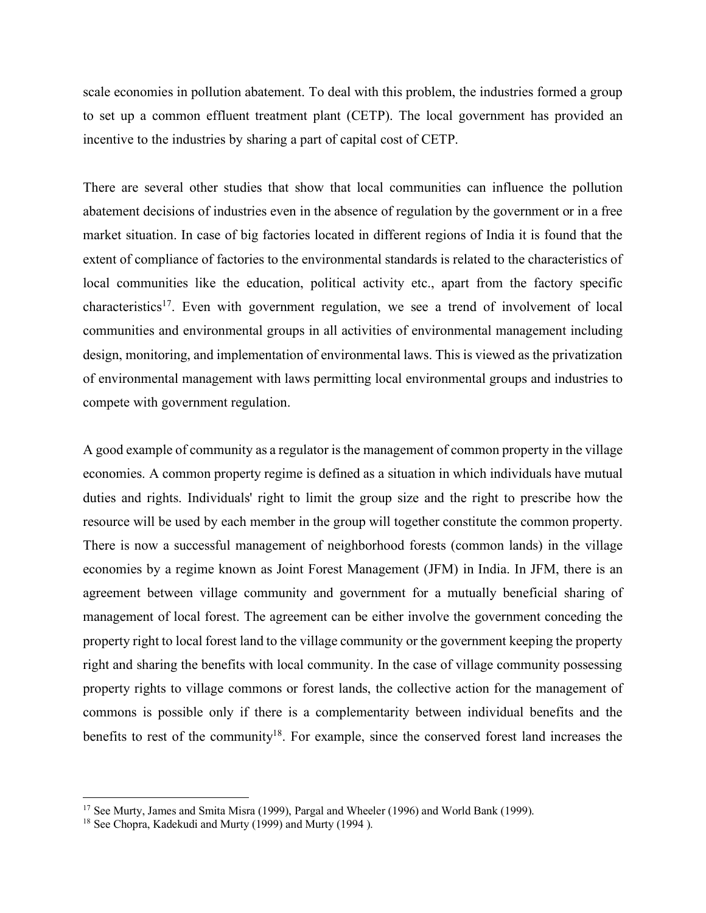scale economies in pollution abatement. To deal with this problem, the industries formed a group to set up a common effluent treatment plant (CETP). The local government has provided an incentive to the industries by sharing a part of capital cost of CETP.

There are several other studies that show that local communities can influence the pollution abatement decisions of industries even in the absence of regulation by the government or in a free market situation. In case of big factories located in different regions of India it is found that the extent of compliance of factories to the environmental standards is related to the characteristics of local communities like the education, political activity etc., apart from the factory specific characteristics[17]. Even with government regulation, we see a trend of involvement of local communities and environmental groups in all activities of environmental management including design, monitoring, and implementation of environmental laws. This is viewed as the privatization of environmental management with laws permitting local environmental groups and industries to compete with government regulation.

A good example of community as a regulator is the management of common property in the village economies. A common property regime is defined as a situation in which individuals have mutual duties and rights. Individuals' right to limit the group size and the right to prescribe how the resource will be used by each member in the group will together constitute the common property. There is now a successful management of neighborhood forests (common lands) in the village economies by a regime known as Joint Forest Management (JFM) in India. In JFM, there is an agreement between village community and government for a mutually beneficial sharing of management of local forest. The agreement can be either involve the government conceding the property right to local forest land to the village community or the government keeping the property right and sharing the benefits with local community. In the case of village community possessing property rights to village commons or forest lands, the collective action for the management of commons is possible only if there is a complementarity between individual benefits and the benefits to rest of the community[18]. For example, since the conserved forest land increases the

[17] See Murty, James and Smita Misra (1999), Pargal and Wheeler (1996) and World Bank (1999).

[18] See Chopra, Kadekudi and Murty (1999) and Murty (1994 ).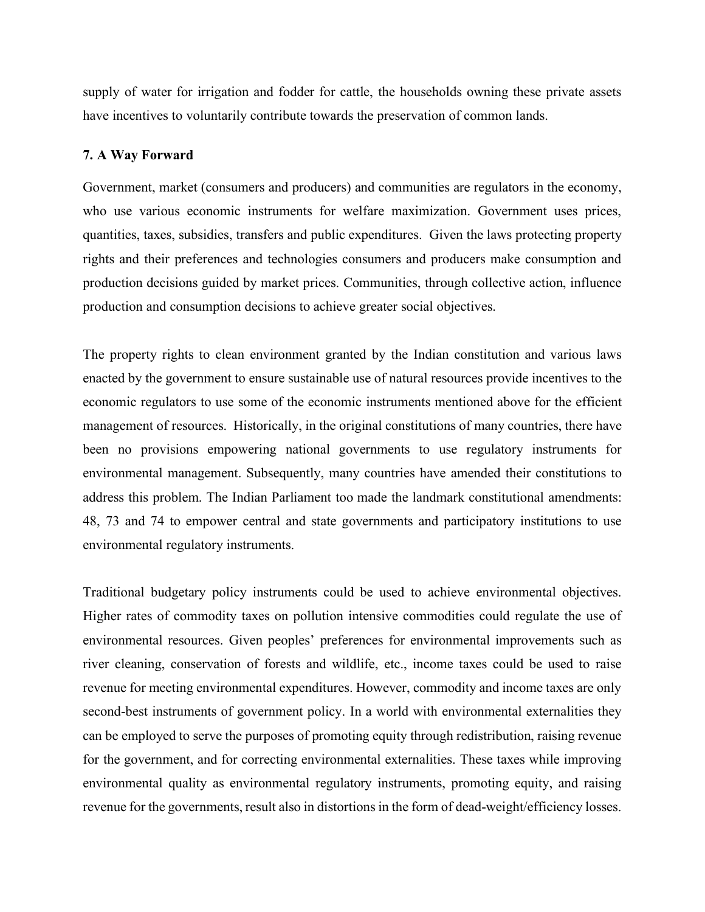supply of water for irrigation and fodder for cattle, the households owning these private assets have incentives to voluntarily contribute towards the preservation of common lands.

### 7. A Way Forward

Government, market (consumers and producers) and communities are regulators in the economy, who use various economic instruments for welfare maximization. Government uses prices, quantities, taxes, subsidies, transfers and public expenditures. Given the laws protecting property rights and their preferences and technologies consumers and producers make consumption and production decisions guided by market prices. Communities, through collective action, influence production and consumption decisions to achieve greater social objectives.

The property rights to clean environment granted by the Indian constitution and various laws enacted by the government to ensure sustainable use of natural resources provide incentives to the economic regulators to use some of the economic instruments mentioned above for the efficient management of resources. Historically, in the original constitutions of many countries, there have been no provisions empowering national governments to use regulatory instruments for environmental management. Subsequently, many countries have amended their constitutions to address this problem. The Indian Parliament too made the landmark constitutional amendments: 48, 73 and 74 to empower central and state governments and participatory institutions to use environmental regulatory instruments.

Traditional budgetary policy instruments could be used to achieve environmental objectives. Higher rates of commodity taxes on pollution intensive commodities could regulate the use of environmental resources. Given peoples' preferences for environmental improvements such as river cleaning, conservation of forests and wildlife, etc., income taxes could be used to raise revenue for meeting environmental expenditures. However, commodity and income taxes are only second-best instruments of government policy. In a world with environmental externalities they can be employed to serve the purposes of promoting equity through redistribution, raising revenue for the government, and for correcting environmental externalities. These taxes while improving environmental quality as environmental regulatory instruments, promoting equity, and raising revenue for the governments, result also in distortions in the form of dead-weight/efficiency losses.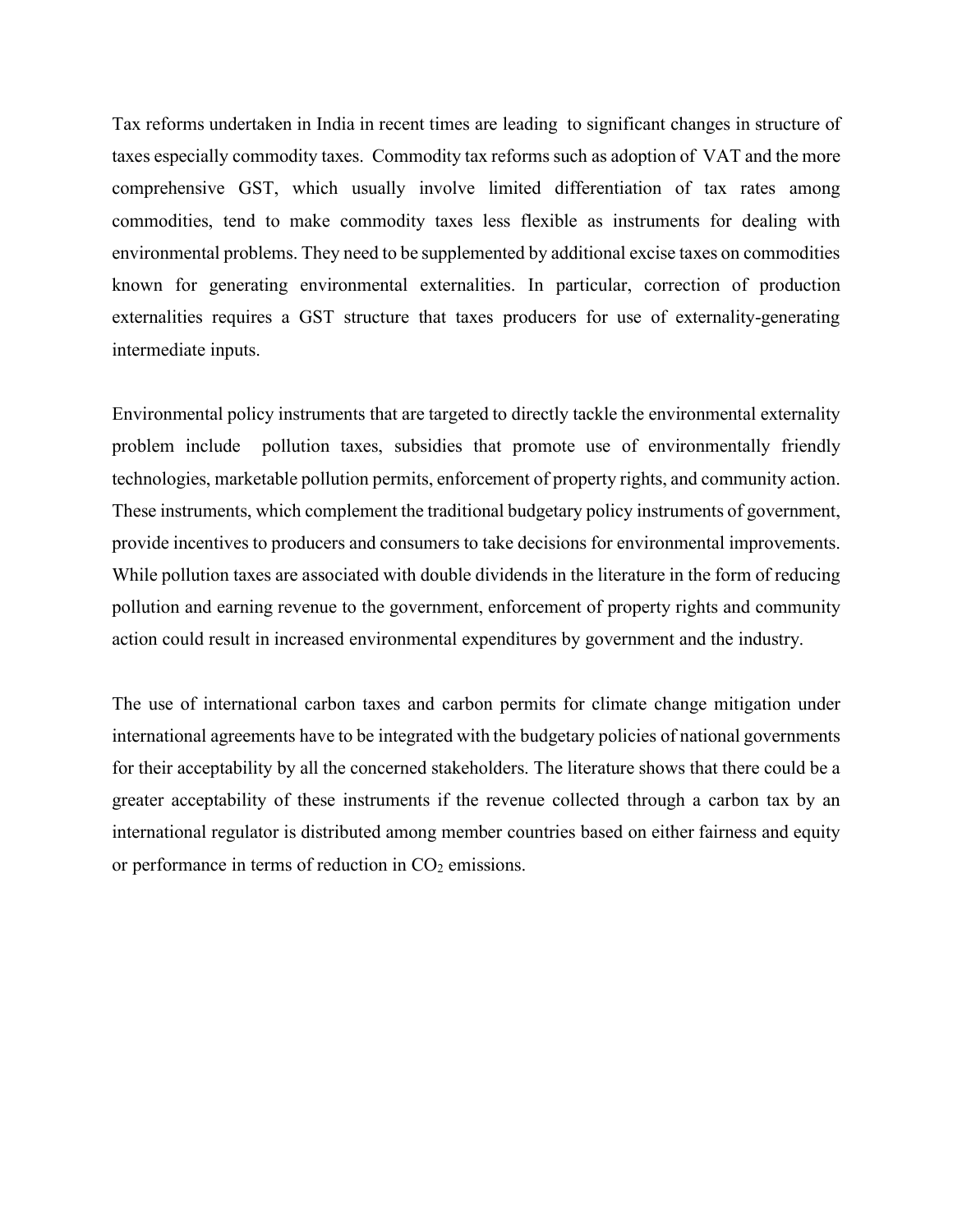Tax reforms undertaken in India in recent times are leading to significant changes in structure of taxes especially commodity taxes. Commodity tax reforms such as adoption of VAT and the more comprehensive GST, which usually involve limited differentiation of tax rates among commodities, tend to make commodity taxes less flexible as instruments for dealing with environmental problems. They need to be supplemented by additional excise taxes on commodities known for generating environmental externalities. In particular, correction of production externalities requires a GST structure that taxes producers for use of externality-generating intermediate inputs.

Environmental policy instruments that are targeted to directly tackle the environmental externality problem include pollution taxes, subsidies that promote use of environmentally friendly technologies, marketable pollution permits, enforcement of property rights, and community action. These instruments, which complement the traditional budgetary policy instruments of government, provide incentives to producers and consumers to take decisions for environmental improvements. While pollution taxes are associated with double dividends in the literature in the form of reducing pollution and earning revenue to the government, enforcement of property rights and community action could result in increased environmental expenditures by government and the industry.

The use of international carbon taxes and carbon permits for climate change mitigation under international agreements have to be integrated with the budgetary policies of national governments for their acceptability by all the concerned stakeholders. The literature shows that there could be a greater acceptability of these instruments if the revenue collected through a carbon tax by an international regulator is distributed among member countries based on either fairness and equity or performance in terms of reduction in $CO_2$ emissions.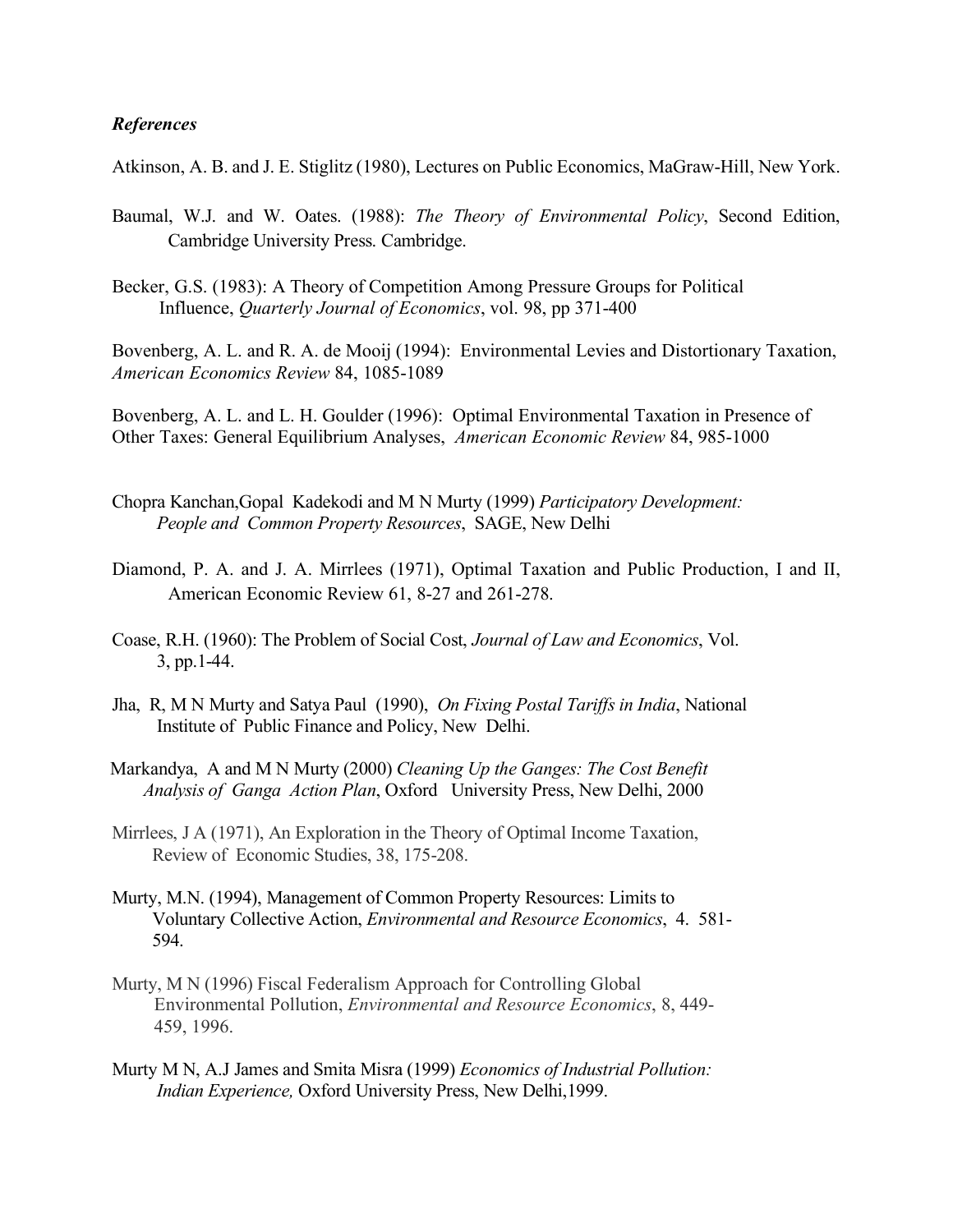### *References*

Atkinson, A. B. and J. E. Stiglitz (1980), Lectures on Public Economics, MaGraw-Hill, New York.

Baumal, W.J. and W. Oates. (1988): *The Theory of Environmental Policy*, Second Edition, Cambridge University Press. Cambridge.

Becker, G.S. (1983): A Theory of Competition Among Pressure Groups for Political Influence, *Quarterly Journal of Economics*, vol. 98, pp 371-400

Bovenberg, A. L. and R. A. de Mooij (1994): Environmental Levies and Distortionary Taxation, *American Economics Review* 84, 1085-1089

Bovenberg, A. L. and L. H. Goulder (1996): Optimal Environmental Taxation in Presence of Other Taxes: General Equilibrium Analyses, *American Economic Review* 84, 985-1000

Chopra Kanchan,Gopal Kadekodi and M N Murty (1999) *Participatory Development: People and Common Property Resources*, SAGE, New Delhi

Diamond, P. A. and J. A. Mirrlees (1971), Optimal Taxation and Public Production, I and II, American Economic Review 61, 8-27 and 261-278.

Coase, R.H. (1960): The Problem of Social Cost, *Journal of Law and Economics*, Vol. 3, pp.1-44.

Jha, R, M N Murty and Satya Paul (1990), *On Fixing Postal Tariffs in India*, National Institute of Public Finance and Policy, New Delhi.

Markandya, A and M N Murty (2000) *Cleaning Up the Ganges: The Cost Benefit Analysis of Ganga Action Plan*, Oxford University Press, New Delhi, 2000

Mirrlees, J A (1971), An Exploration in the Theory of Optimal Income Taxation, Review of Economic Studies, 38, 175-208.

Murty, M.N. (1994), Management of Common Property Resources: Limits to Voluntary Collective Action, *Environmental and Resource Economics*, 4. 581-594.

Murty, M N (1996) Fiscal Federalism Approach for Controlling Global Environmental Pollution, *Environmental and Resource Economics*, 8, 449-459, 1996.

Murty M N, A.J James and Smita Misra (1999) *Economics of Industrial Pollution: Indian Experience,* Oxford University Press, New Delhi,1999.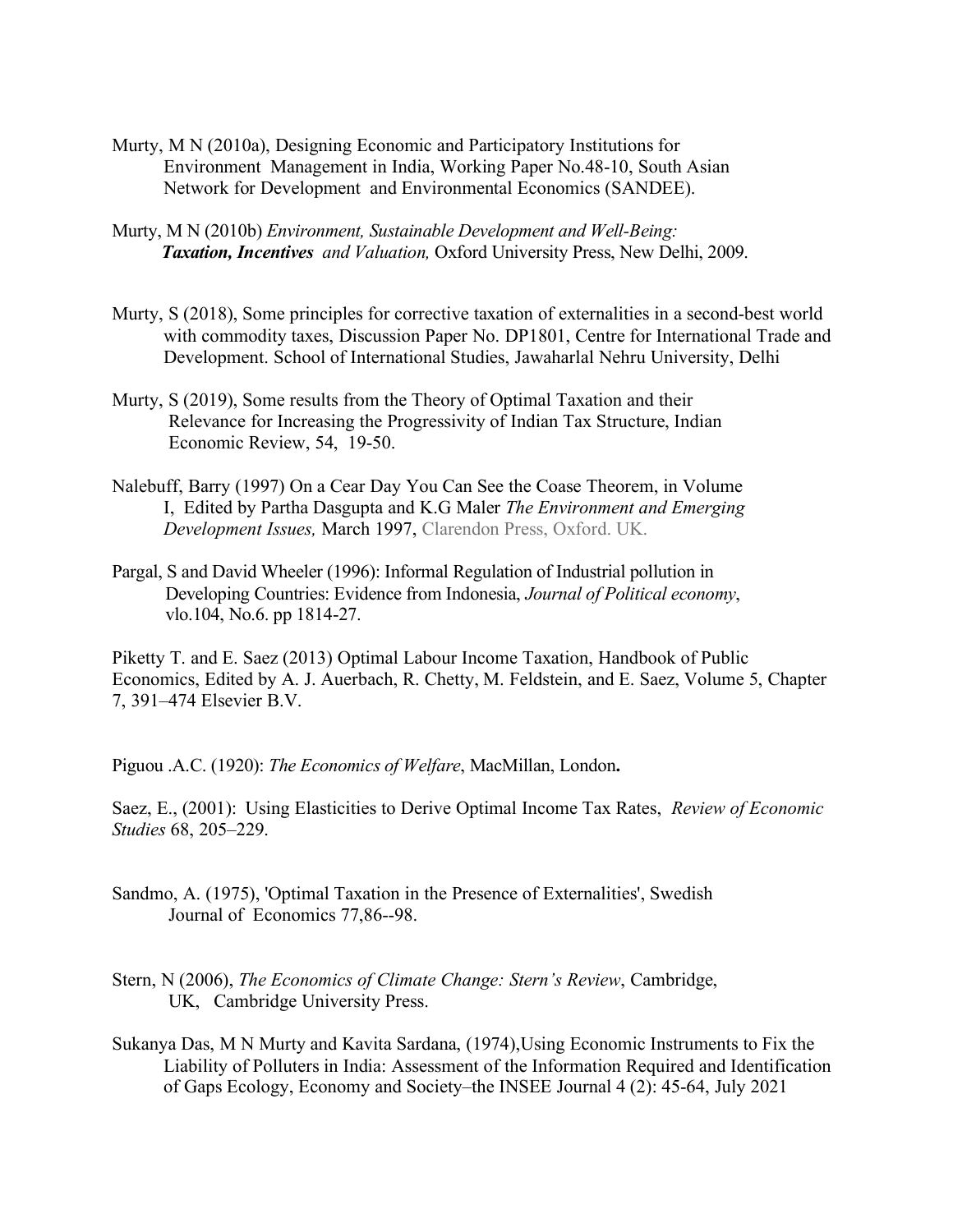Murty, M N (2010a), Designing Economic and Participatory Institutions for Environment Management in India, Working Paper No.48-10, South Asian Network for Development and Environmental Economics (SANDEE).

Murty, M N (2010b) *Environment, Sustainable Development and Well-Being: **Taxation, Incentives** and Valuation,* Oxford University Press, New Delhi, 2009.

Murty, S (2018), Some principles for corrective taxation of externalities in a second-best world with commodity taxes, Discussion Paper No. DP1801, Centre for International Trade and Development. School of International Studies, Jawaharlal Nehru University, Delhi

Murty, S (2019), Some results from the Theory of Optimal Taxation and their Relevance for Increasing the Progressivity of Indian Tax Structure, Indian Economic Review, 54, 19-50.

Nalebuff, Barry (1997) On a Cear Day You Can See the Coase Theorem, in Volume I, Edited by Partha Dasgupta and K.G Maler *The Environment and Emerging Development Issues,* March 1997, Clarendon Press, Oxford. UK.

Pargal, S and David Wheeler (1996): Informal Regulation of Industrial pollution in Developing Countries: Evidence from Indonesia, *Journal of Political economy*, vlo.104, No.6. pp 1814-27.

Piketty T. and E. Saez (2013) Optimal Labour Income Taxation, Handbook of Public Economics, Edited by A. J. Auerbach, R. Chetty, M. Feldstein, and E. Saez, Volume 5, Chapter 7, 391–474 Elsevier B.V.

Piguou .A.C. (1920): *The Economics of Welfare*, MacMillan, London**.**

Saez, E., (2001): Using Elasticities to Derive Optimal Income Tax Rates, *Review of Economic Studies* 68, 205–229.

Sandmo, A. (1975), 'Optimal Taxation in the Presence of Externalities', Swedish Journal of Economics 77,86--98.

Stern, N (2006), *The Economics of Climate Change: Stern's Review*, Cambridge, UK, Cambridge University Press.

Sukanya Das, M N Murty and Kavita Sardana, (1974),Using Economic Instruments to Fix the Liability of Polluters in India: Assessment of the Information Required and Identification of Gaps Ecology, Economy and Society–the INSEE Journal 4 (2): 45-64, July 2021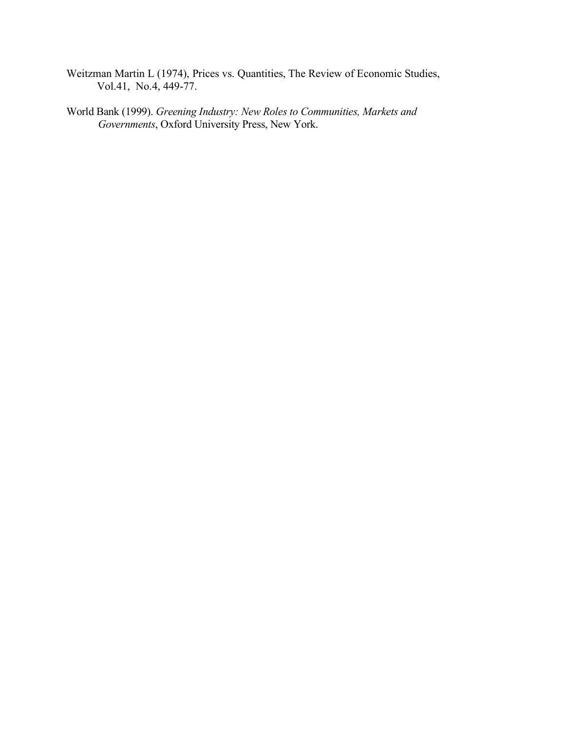Weitzman Martin L (1974), Prices vs. Quantities, The Review of Economic Studies, Vol.41, No.4, 449-77.

World Bank (1999). *Greening Industry: New Roles to Communities, Markets and Governments*, Oxford University Press, New York.